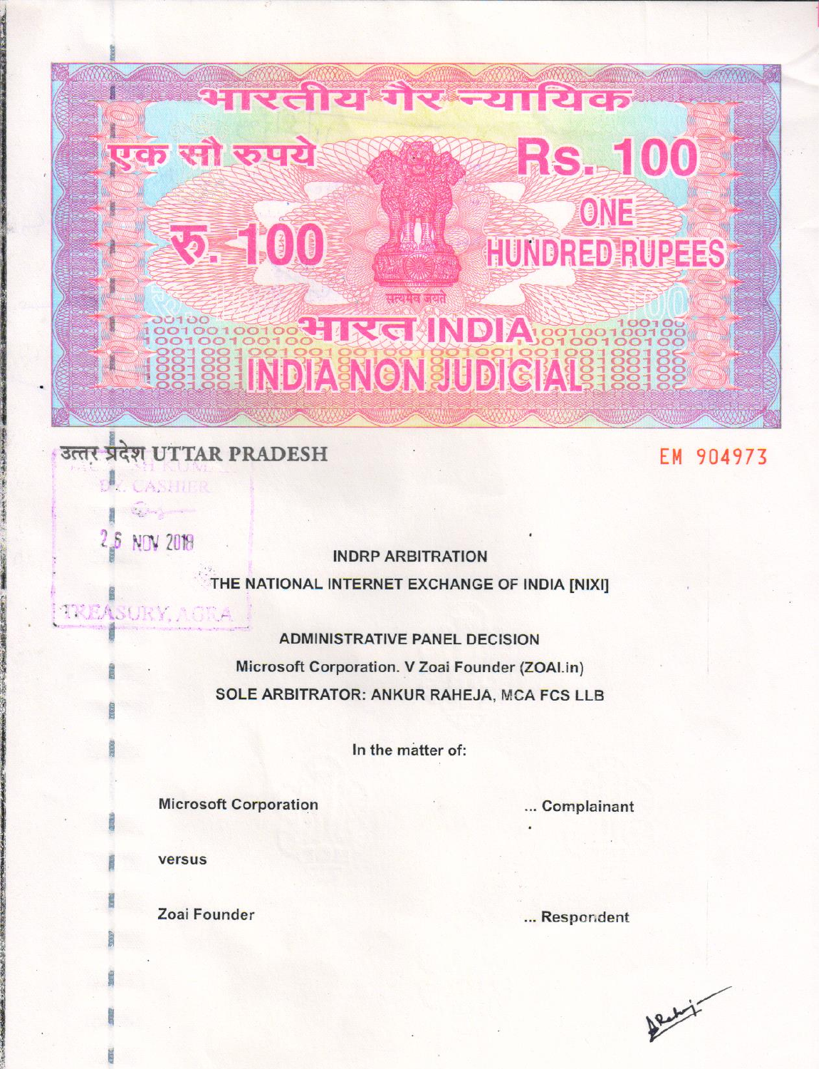भारतीय गैर न्यायिक

एक सौ रुपये

Rs. 100

रु. 100

ONE HUNDRED RUPEES

सत्यमेव जयते

भारत INDIA

INDIA NON JUDICIAL

उत्तर प्रदेश UTTAR PRADESH

EM 904973

D.Z. CASHIER

26 NOV 2018

TREASURY, AGRA

**INDRP ARBITRATION**

**THE NATIONAL INTERNET EXCHANGE OF INDIA [NIXI]**

**ADMINISTRATIVE PANEL DECISION**

**Microsoft Corporation. V Zoai Founder (ZOAI.in)**

**SOLE ARBITRATOR: ANKUR RAHEJA, MCA FCS LLB**

In the matter of:

**Microsoft Corporation** ... **Complainant**

**versus**

**Zoai Founder** ... **Respondent**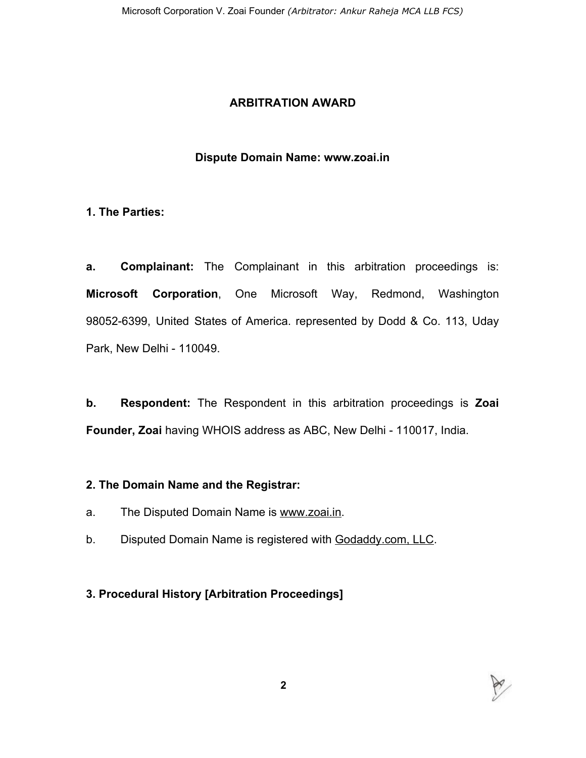# ARBITRATION AWARD

## Dispute Domain Name: www.zoai.in

### 1. The Parties:

**a. Complainant:** The Complainant in this arbitration proceedings is: **Microsoft Corporation**, One Microsoft Way, Redmond, Washington 98052-6399, United States of America. represented by Dodd & Co. 113, Uday Park, New Delhi - 110049.

**b. Respondent:** The Respondent in this arbitration proceedings is **Zoai Founder, Zoai** having WHOIS address as ABC, New Delhi - 110017, India.

### 2. The Domain Name and the Registrar:

a. The Disputed Domain Name is www.zoai.in.

b. Disputed Domain Name is registered with Godaddy.com, LLC.

### 3. Procedural History [Arbitration Proceedings]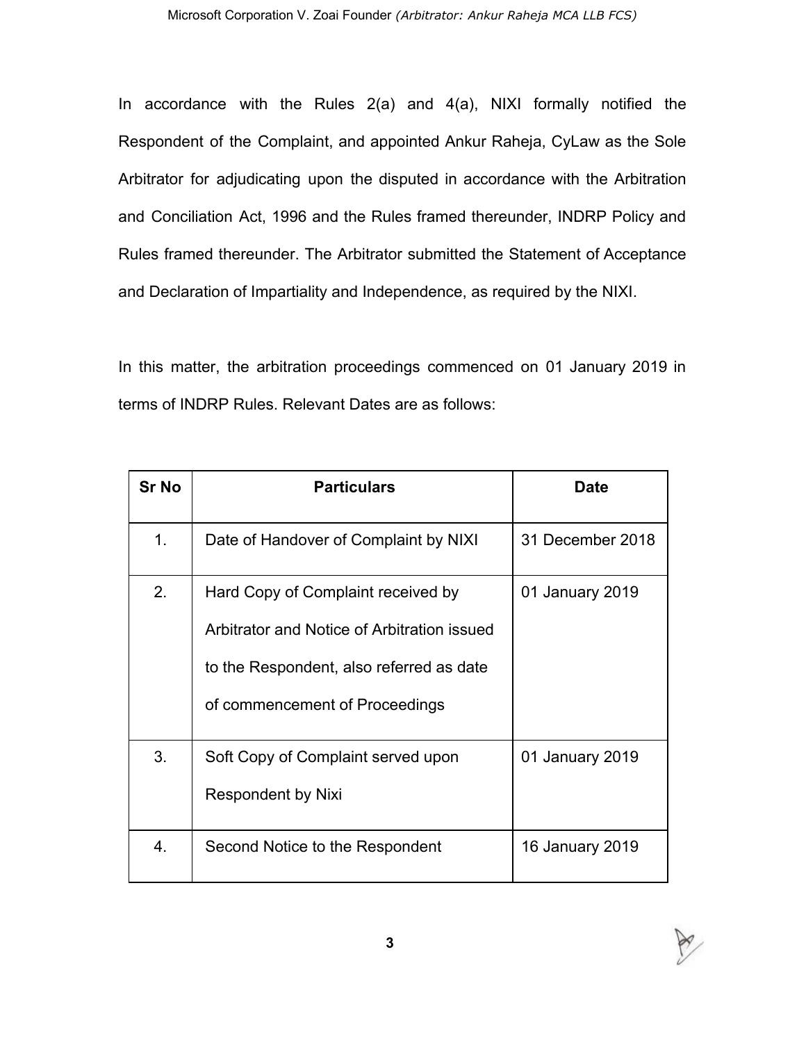In accordance with the Rules 2(a) and 4(a), NIXI formally notified the Respondent of the Complaint, and appointed Ankur Raheja, CyLaw as the Sole Arbitrator for adjudicating upon the disputed in accordance with the Arbitration and Conciliation Act, 1996 and the Rules framed thereunder, INDRP Policy and Rules framed thereunder. The Arbitrator submitted the Statement of Acceptance and Declaration of Impartiality and Independence, as required by the NIXI.

In this matter, the arbitration proceedings commenced on 01 January 2019 in terms of INDRP Rules. Relevant Dates are as follows:

| Sr No | Particulars | Date |
|---|---|---|
| 1. | Date of Handover of Complaint by NIXI | 31 December 2018 |
| 2. | Hard Copy of Complaint received by Arbitrator and Notice of Arbitration issued to the Respondent, also referred as date of commencement of Proceedings | 01 January 2019 |
| 3. | Soft Copy of Complaint served upon Respondent by Nixi | 01 January 2019 |
| 4. | Second Notice to the Respondent | 16 January 2019 |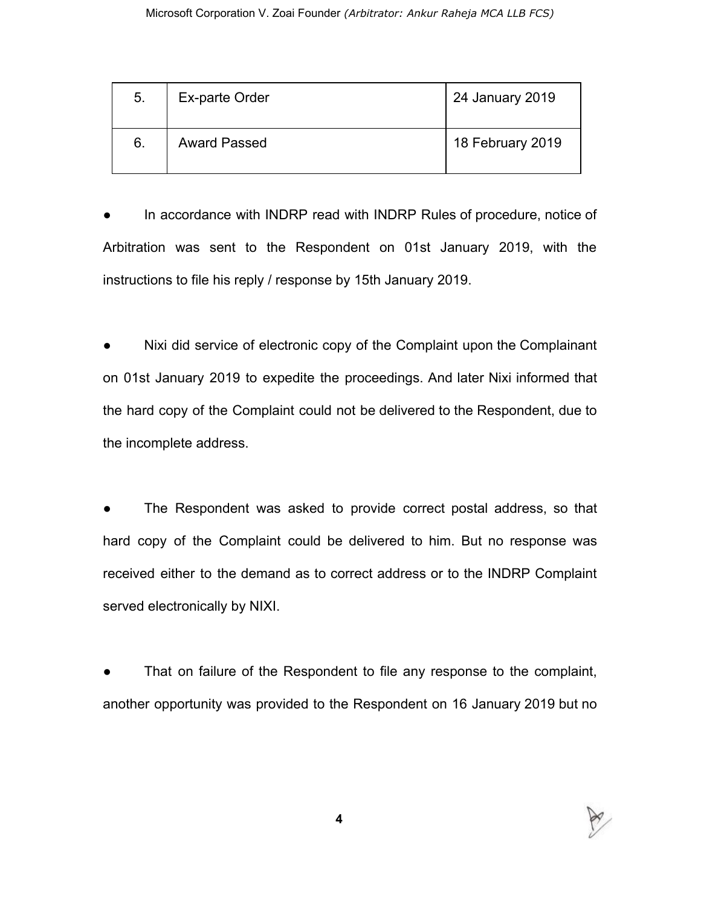| 5. | Ex-parte Order | 24 January 2019 |
|---|---|---|
| 6. | Award Passed | 18 February 2019 |

- In accordance with INDRP read with INDRP Rules of procedure, notice of Arbitration was sent to the Respondent on 01st January 2019, with the instructions to file his reply / response by 15th January 2019.

- Nixi did service of electronic copy of the Complaint upon the Complainant on 01st January 2019 to expedite the proceedings. And later Nixi informed that the hard copy of the Complaint could not be delivered to the Respondent, due to the incomplete address.

- The Respondent was asked to provide correct postal address, so that hard copy of the Complaint could be delivered to him. But no response was received either to the demand as to correct address or to the INDRP Complaint served electronically by NIXI.

- That on failure of the Respondent to file any response to the complaint, another opportunity was provided to the Respondent on 16 January 2019 but no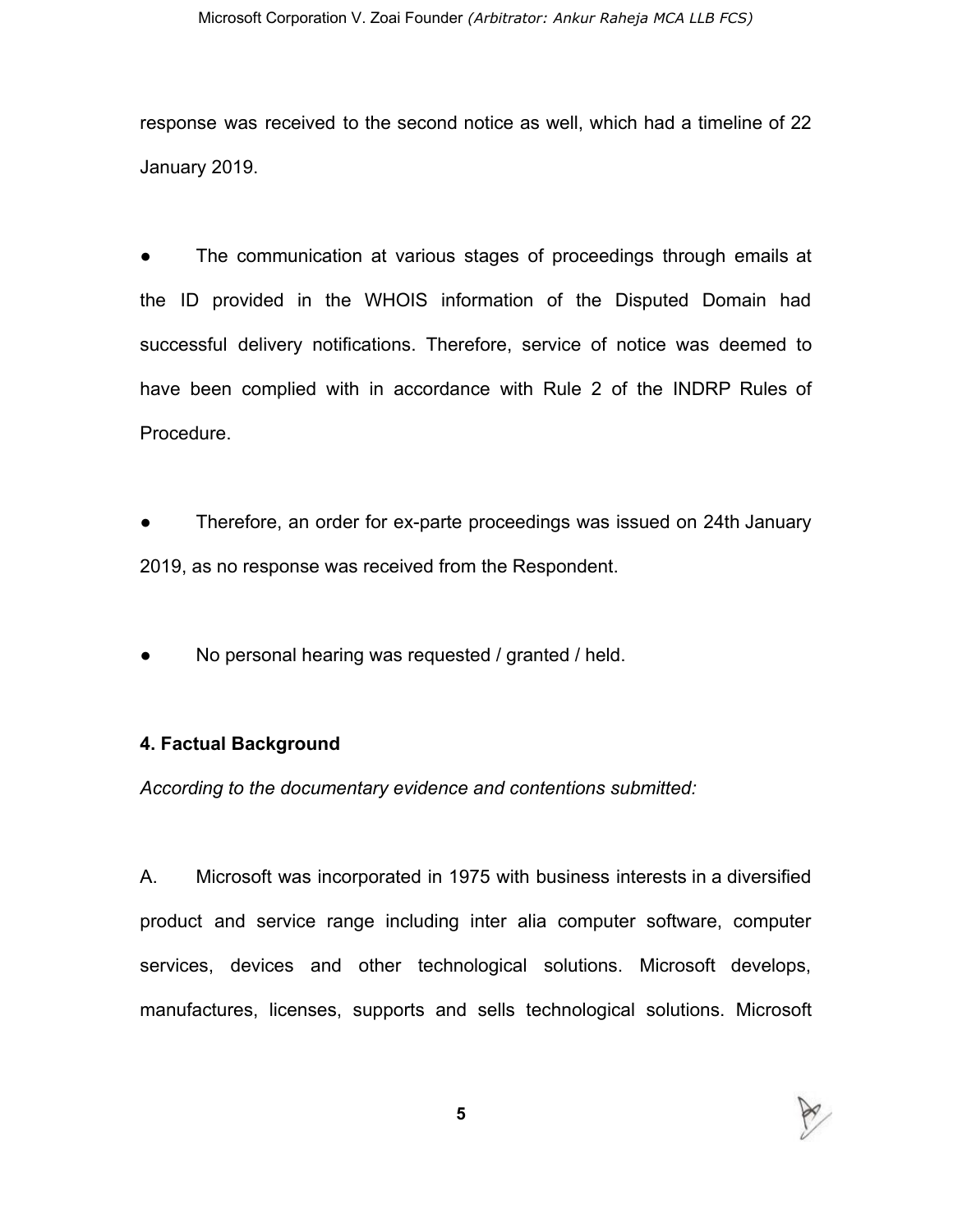response was received to the second notice as well, which had a timeline of 22 January 2019.

- The communication at various stages of proceedings through emails at the ID provided in the WHOIS information of the Disputed Domain had successful delivery notifications. Therefore, service of notice was deemed to have been complied with in accordance with Rule 2 of the INDRP Rules of Procedure.

- Therefore, an order for ex-parte proceedings was issued on 24th January 2019, as no response was received from the Respondent.

- No personal hearing was requested / granted / held.

**4. Factual Background**

*According to the documentary evidence and contentions submitted:*

A. Microsoft was incorporated in 1975 with business interests in a diversified product and service range including inter alia computer software, computer services, devices and other technological solutions. Microsoft develops, manufactures, licenses, supports and sells technological solutions. Microsoft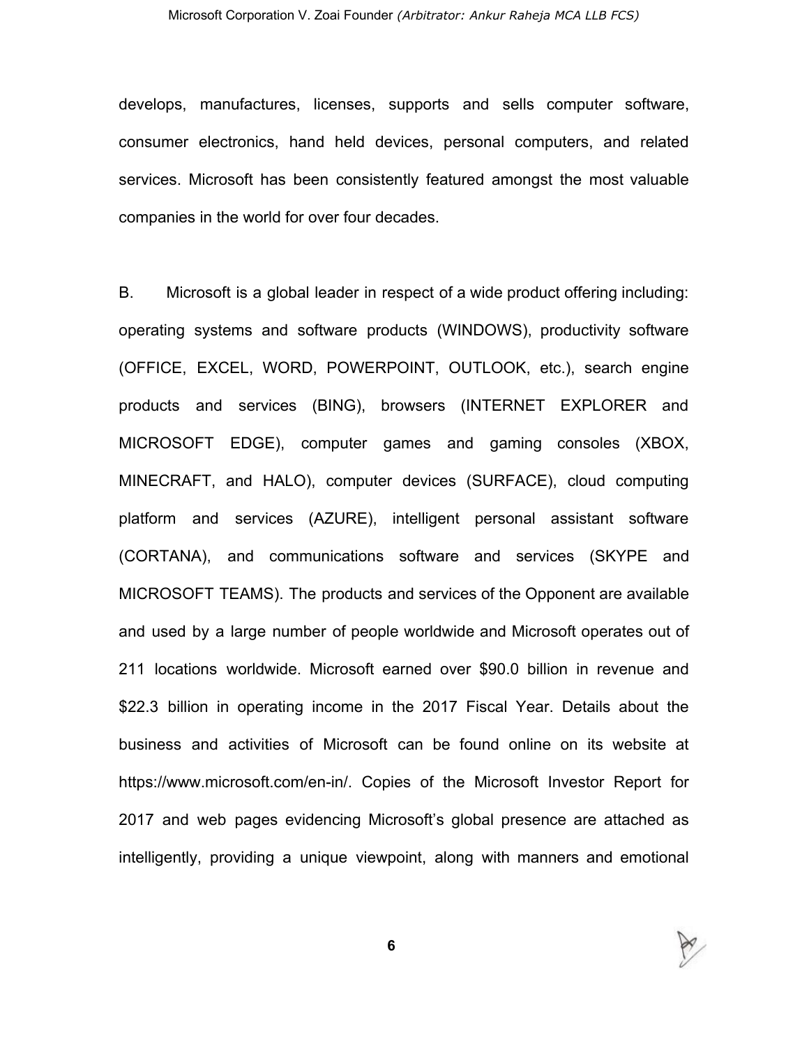develops, manufactures, licenses, supports and sells computer software, consumer electronics, hand held devices, personal computers, and related services. Microsoft has been consistently featured amongst the most valuable companies in the world for over four decades.

B. Microsoft is a global leader in respect of a wide product offering including: operating systems and software products (WINDOWS), productivity software (OFFICE, EXCEL, WORD, POWERPOINT, OUTLOOK, etc.), search engine products and services (BING), browsers (INTERNET EXPLORER and MICROSOFT EDGE), computer games and gaming consoles (XBOX, MINECRAFT, and HALO), computer devices (SURFACE), cloud computing platform and services (AZURE), intelligent personal assistant software (CORTANA), and communications software and services (SKYPE and MICROSOFT TEAMS). The products and services of the Opponent are available and used by a large number of people worldwide and Microsoft operates out of 211 locations worldwide. Microsoft earned over $90.0 billion in revenue and $22.3 billion in operating income in the 2017 Fiscal Year. Details about the business and activities of Microsoft can be found online on its website at https://www.microsoft.com/en-in/. Copies of the Microsoft Investor Report for 2017 and web pages evidencing Microsoft's global presence are attached as intelligently, providing a unique viewpoint, along with manners and emotional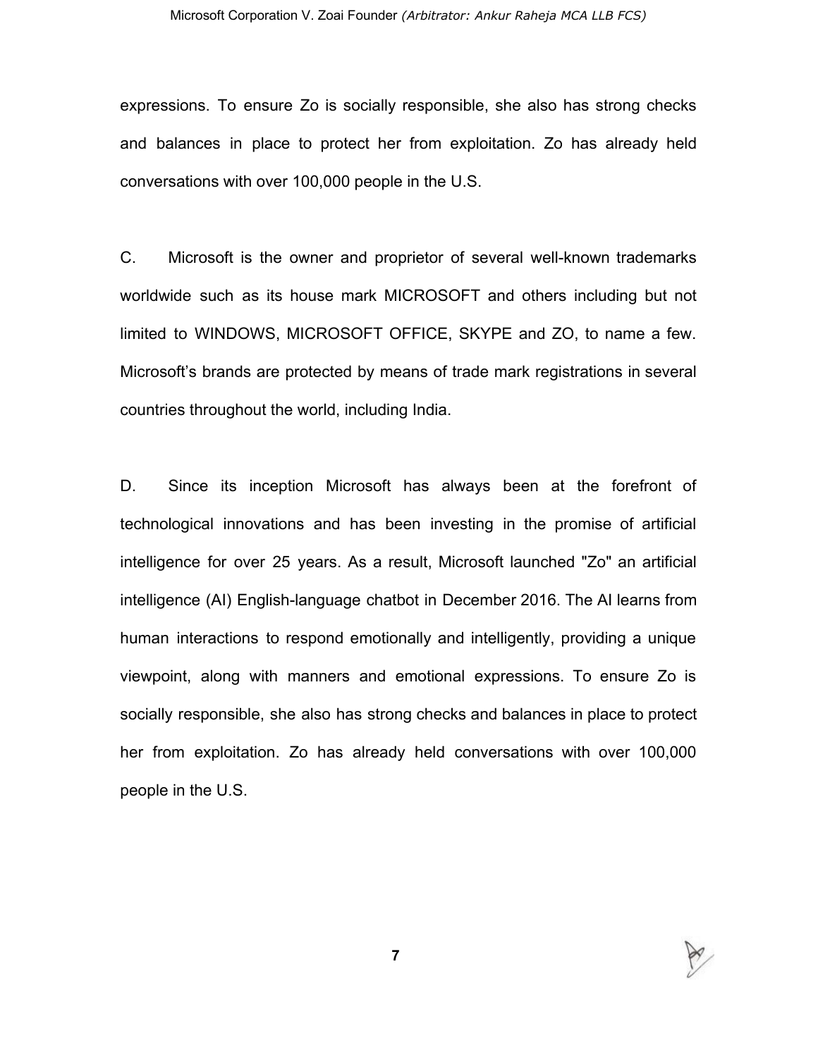expressions. To ensure Zo is socially responsible, she also has strong checks and balances in place to protect her from exploitation. Zo has already held conversations with over 100,000 people in the U.S.

C. Microsoft is the owner and proprietor of several well-known trademarks worldwide such as its house mark MICROSOFT and others including but not limited to WINDOWS, MICROSOFT OFFICE, SKYPE and ZO, to name a few. Microsoft's brands are protected by means of trade mark registrations in several countries throughout the world, including India.

D. Since its inception Microsoft has always been at the forefront of technological innovations and has been investing in the promise of artificial intelligence for over 25 years. As a result, Microsoft launched "Zo" an artificial intelligence (AI) English-language chatbot in December 2016. The AI learns from human interactions to respond emotionally and intelligently, providing a unique viewpoint, along with manners and emotional expressions. To ensure Zo is socially responsible, she also has strong checks and balances in place to protect her from exploitation. Zo has already held conversations with over 100,000 people in the U.S.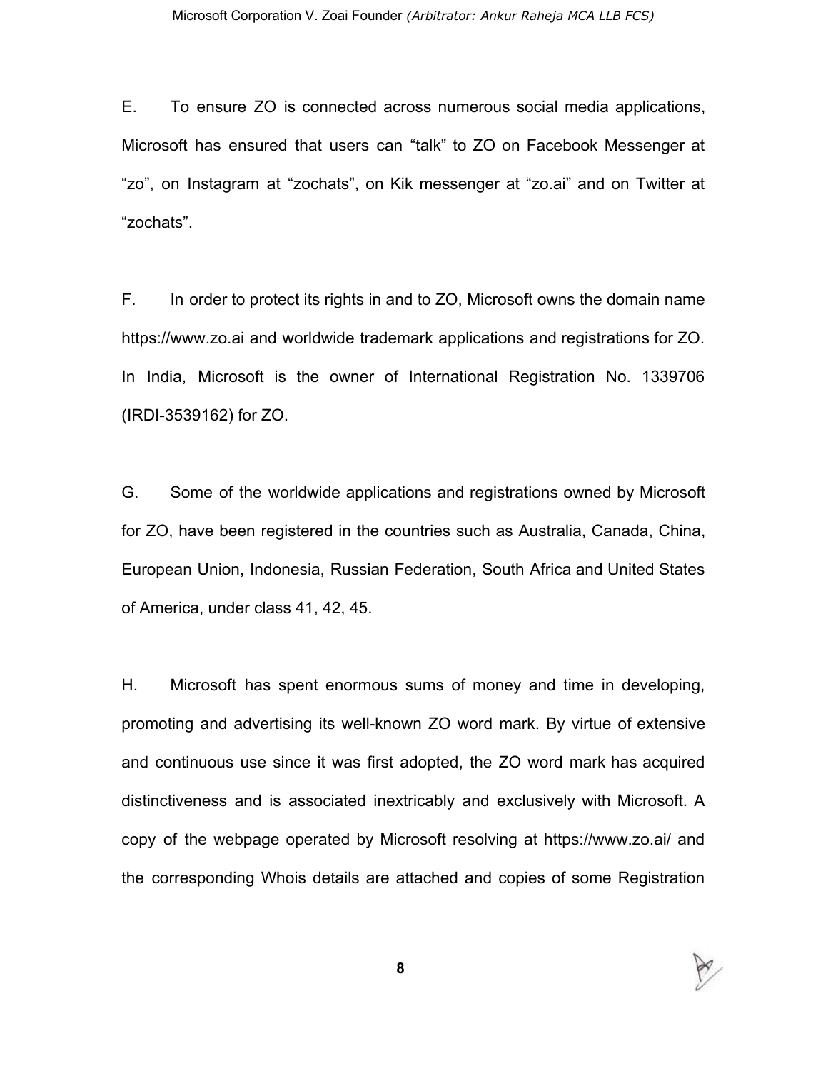E. To ensure ZO is connected across numerous social media applications, Microsoft has ensured that users can “talk” to ZO on Facebook Messenger at “zo”, on Instagram at “zochats”, on Kik messenger at “zo.ai” and on Twitter at “zochats”.

F. In order to protect its rights in and to ZO, Microsoft owns the domain name https://www.zo.ai and worldwide trademark applications and registrations for ZO. In India, Microsoft is the owner of International Registration No. 1339706 (IRDI-3539162) for ZO.

G. Some of the worldwide applications and registrations owned by Microsoft for ZO, have been registered in the countries such as Australia, Canada, China, European Union, Indonesia, Russian Federation, South Africa and United States of America, under class 41, 42, 45.

H. Microsoft has spent enormous sums of money and time in developing, promoting and advertising its well-known ZO word mark. By virtue of extensive and continuous use since it was first adopted, the ZO word mark has acquired distinctiveness and is associated inextricably and exclusively with Microsoft. A copy of the webpage operated by Microsoft resolving at https://www.zo.ai/ and the corresponding Whois details are attached and copies of some Registration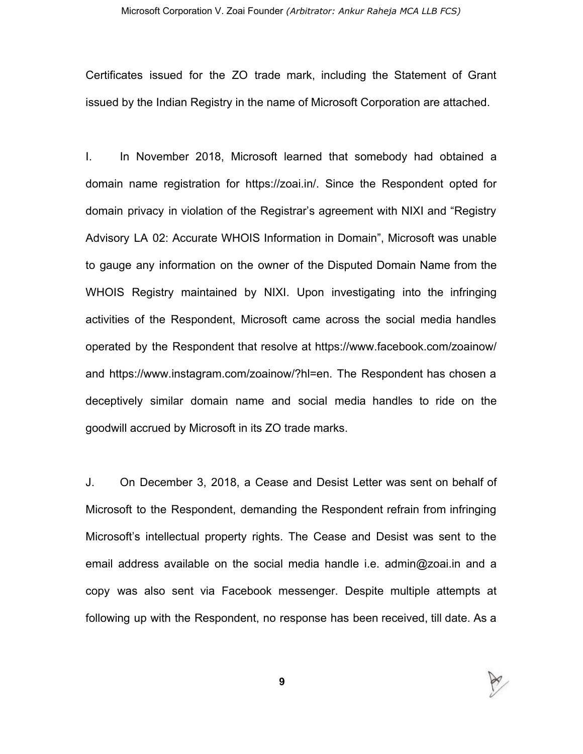Certificates issued for the ZO trade mark, including the Statement of Grant issued by the Indian Registry in the name of Microsoft Corporation are attached.

I. In November 2018, Microsoft learned that somebody had obtained a domain name registration for https://zoai.in/. Since the Respondent opted for domain privacy in violation of the Registrar's agreement with NIXI and "Registry Advisory LA 02: Accurate WHOIS Information in Domain", Microsoft was unable to gauge any information on the owner of the Disputed Domain Name from the WHOIS Registry maintained by NIXI. Upon investigating into the infringing activities of the Respondent, Microsoft came across the social media handles operated by the Respondent that resolve at https://www.facebook.com/zoainow/ and https://www.instagram.com/zoainow/?hl=en. The Respondent has chosen a deceptively similar domain name and social media handles to ride on the goodwill accrued by Microsoft in its ZO trade marks.

J. On December 3, 2018, a Cease and Desist Letter was sent on behalf of Microsoft to the Respondent, demanding the Respondent refrain from infringing Microsoft's intellectual property rights. The Cease and Desist was sent to the email address available on the social media handle i.e. admin@zoai.in and a copy was also sent via Facebook messenger. Despite multiple attempts at following up with the Respondent, no response has been received, till date. As a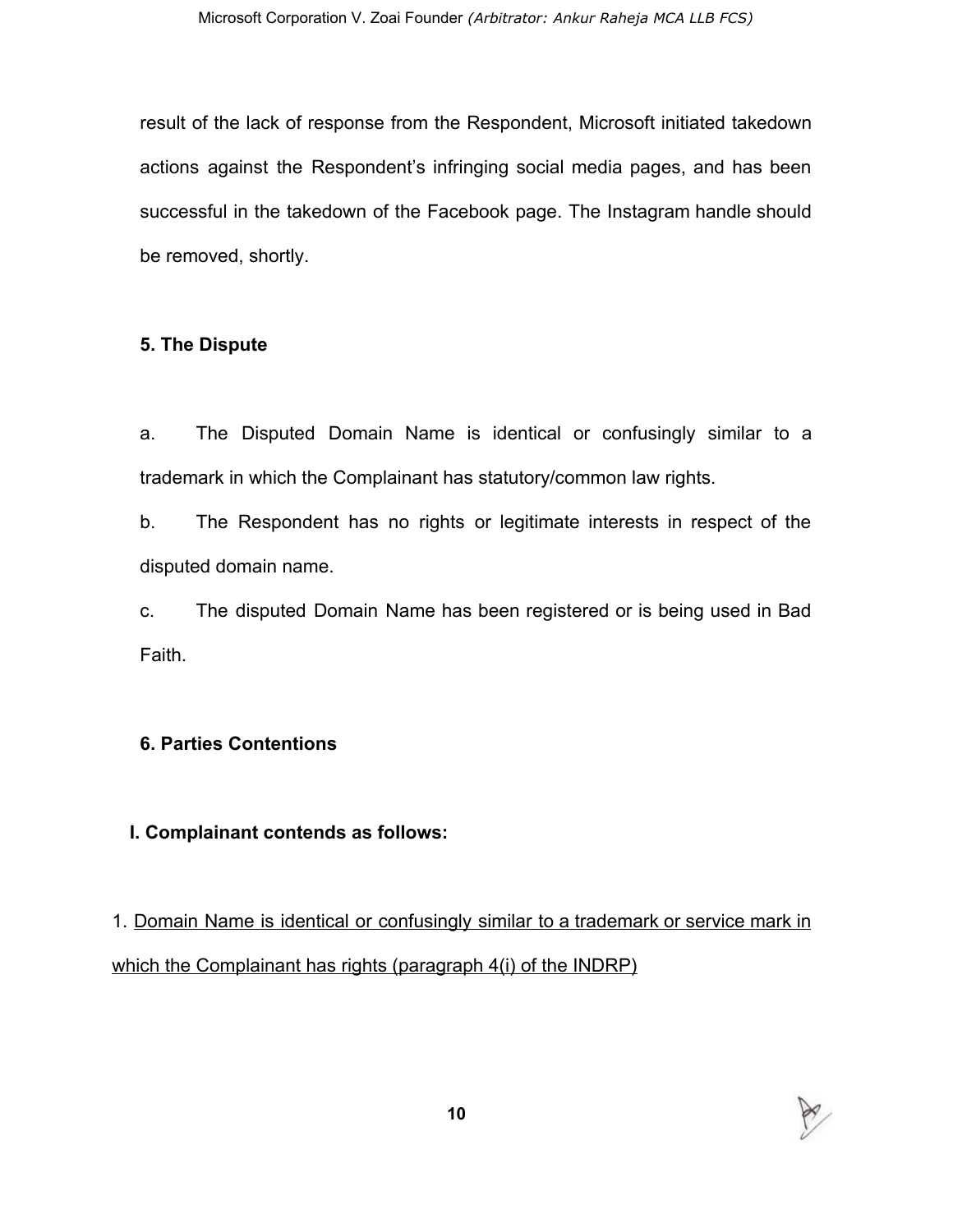result of the lack of response from the Respondent, Microsoft initiated takedown actions against the Respondent's infringing social media pages, and has been successful in the takedown of the Facebook page. The Instagram handle should be removed, shortly.

**5. The Dispute**

a. The Disputed Domain Name is identical or confusingly similar to a trademark in which the Complainant has statutory/common law rights.

b. The Respondent has no rights or legitimate interests in respect of the disputed domain name.

c. The disputed Domain Name has been registered or is being used in Bad Faith.

**6. Parties Contentions**

**I. Complainant contends as follows:**

1. <u>Domain Name is identical or confusingly similar to a trademark or service mark in which the Complainant has rights (paragraph 4(i) of the INDRP)</u>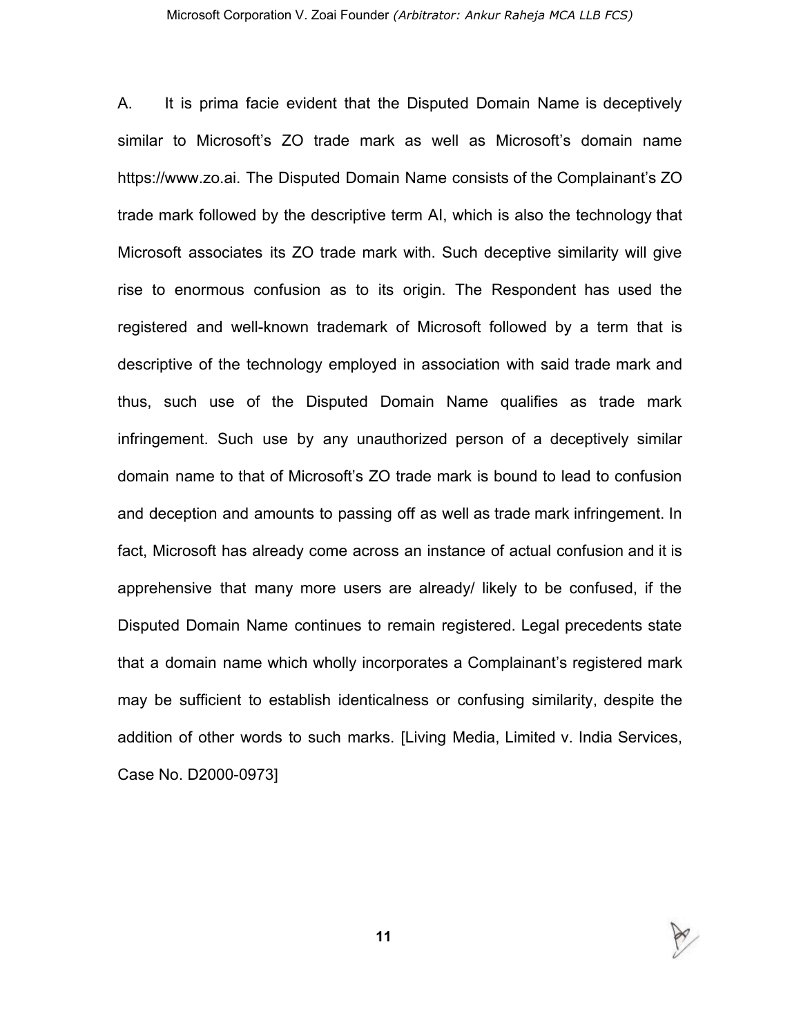A. It is prima facie evident that the Disputed Domain Name is deceptively similar to Microsoft's ZO trade mark as well as Microsoft's domain name https://www.zo.ai. The Disputed Domain Name consists of the Complainant's ZO trade mark followed by the descriptive term AI, which is also the technology that Microsoft associates its ZO trade mark with. Such deceptive similarity will give rise to enormous confusion as to its origin. The Respondent has used the registered and well-known trademark of Microsoft followed by a term that is descriptive of the technology employed in association with said trade mark and thus, such use of the Disputed Domain Name qualifies as trade mark infringement. Such use by any unauthorized person of a deceptively similar domain name to that of Microsoft's ZO trade mark is bound to lead to confusion and deception and amounts to passing off as well as trade mark infringement. In fact, Microsoft has already come across an instance of actual confusion and it is apprehensive that many more users are already/ likely to be confused, if the Disputed Domain Name continues to remain registered. Legal precedents state that a domain name which wholly incorporates a Complainant's registered mark may be sufficient to establish identicalness or confusing similarity, despite the addition of other words to such marks. [Living Media, Limited v. India Services, Case No. D2000-0973]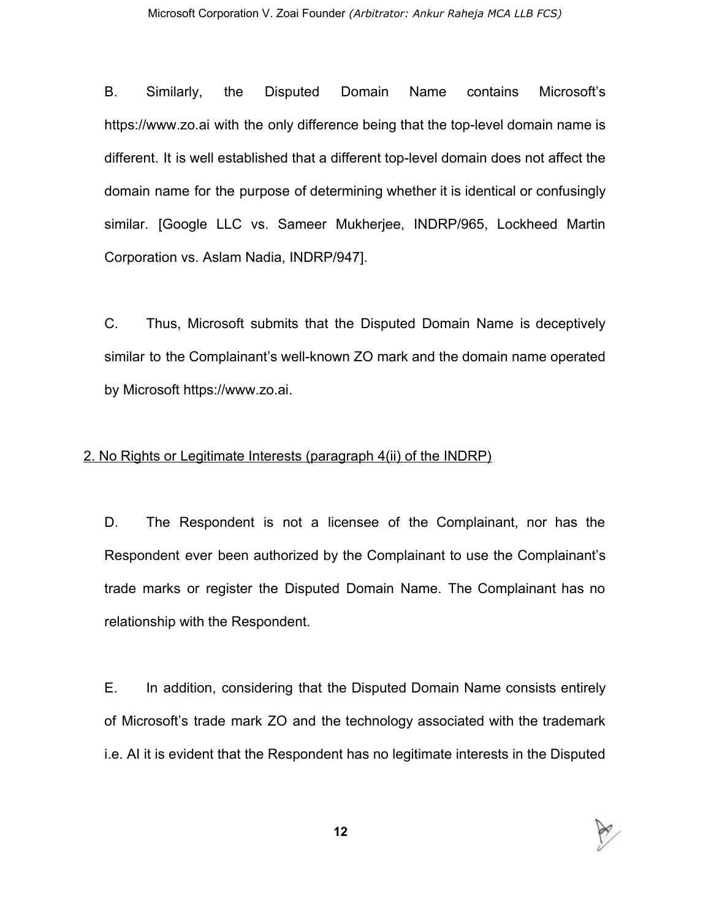B. Similarly, the Disputed Domain Name contains Microsoft's https://www.zo.ai with the only difference being that the top-level domain name is different. It is well established that a different top-level domain does not affect the domain name for the purpose of determining whether it is identical or confusingly similar. [Google LLC vs. Sameer Mukherjee, INDRP/965, Lockheed Martin Corporation vs. Aslam Nadia, INDRP/947].

C. Thus, Microsoft submits that the Disputed Domain Name is deceptively similar to the Complainant's well-known ZO mark and the domain name operated by Microsoft https://www.zo.ai.

<u>2. No Rights or Legitimate Interests (paragraph 4(ii) of the INDRP)</u>

D. The Respondent is not a licensee of the Complainant, nor has the Respondent ever been authorized by the Complainant to use the Complainant's trade marks or register the Disputed Domain Name. The Complainant has no relationship with the Respondent.

E. In addition, considering that the Disputed Domain Name consists entirely of Microsoft's trade mark ZO and the technology associated with the trademark i.e. AI it is evident that the Respondent has no legitimate interests in the Disputed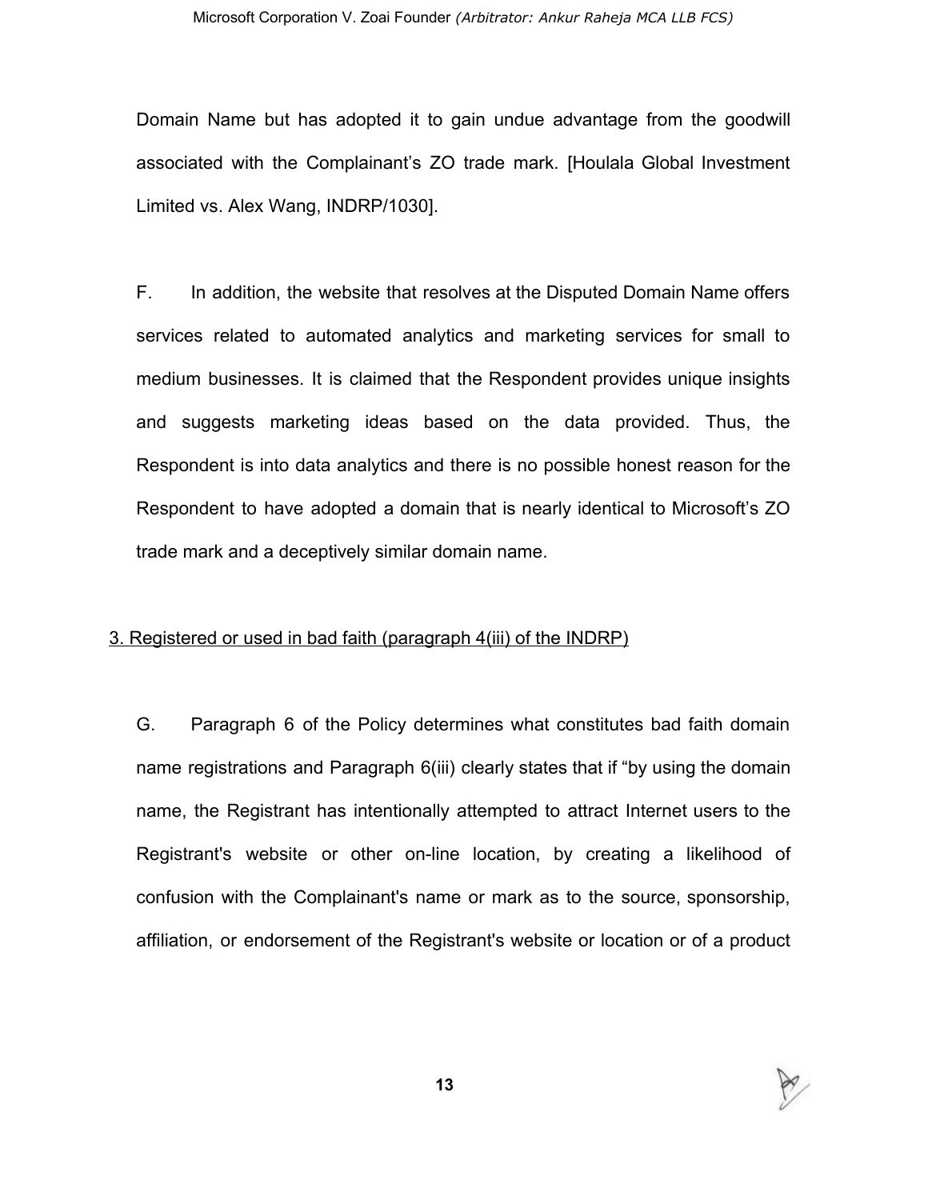Domain Name but has adopted it to gain undue advantage from the goodwill associated with the Complainant's ZO trade mark. [Houlala Global Investment Limited vs. Alex Wang, INDRP/1030].

F. In addition, the website that resolves at the Disputed Domain Name offers services related to automated analytics and marketing services for small to medium businesses. It is claimed that the Respondent provides unique insights and suggests marketing ideas based on the data provided. Thus, the Respondent is into data analytics and there is no possible honest reason for the Respondent to have adopted a domain that is nearly identical to Microsoft's ZO trade mark and a deceptively similar domain name.

3. Registered or used in bad faith (paragraph 4(iii) of the INDRP)

G. Paragraph 6 of the Policy determines what constitutes bad faith domain name registrations and Paragraph 6(iii) clearly states that if "by using the domain name, the Registrant has intentionally attempted to attract Internet users to the Registrant's website or other on-line location, by creating a likelihood of confusion with the Complainant's name or mark as to the source, sponsorship, affiliation, or endorsement of the Registrant's website or location or of a product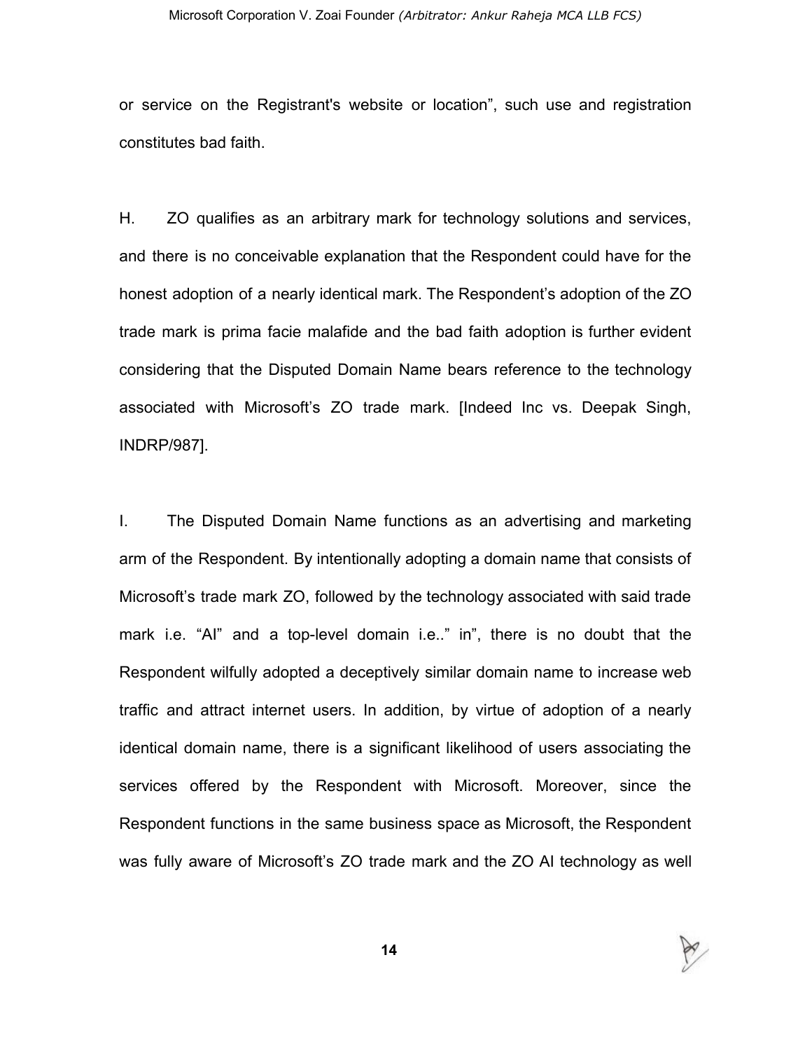or service on the Registrant's website or location", such use and registration constitutes bad faith.

H. ZO qualifies as an arbitrary mark for technology solutions and services, and there is no conceivable explanation that the Respondent could have for the honest adoption of a nearly identical mark. The Respondent's adoption of the ZO trade mark is prima facie malafide and the bad faith adoption is further evident considering that the Disputed Domain Name bears reference to the technology associated with Microsoft's ZO trade mark. [Indeed Inc vs. Deepak Singh, INDRP/987].

I. The Disputed Domain Name functions as an advertising and marketing arm of the Respondent. By intentionally adopting a domain name that consists of Microsoft's trade mark ZO, followed by the technology associated with said trade mark i.e. "AI" and a top-level domain i.e.." in", there is no doubt that the Respondent wilfully adopted a deceptively similar domain name to increase web traffic and attract internet users. In addition, by virtue of adoption of a nearly identical domain name, there is a significant likelihood of users associating the services offered by the Respondent with Microsoft. Moreover, since the Respondent functions in the same business space as Microsoft, the Respondent was fully aware of Microsoft's ZO trade mark and the ZO AI technology as well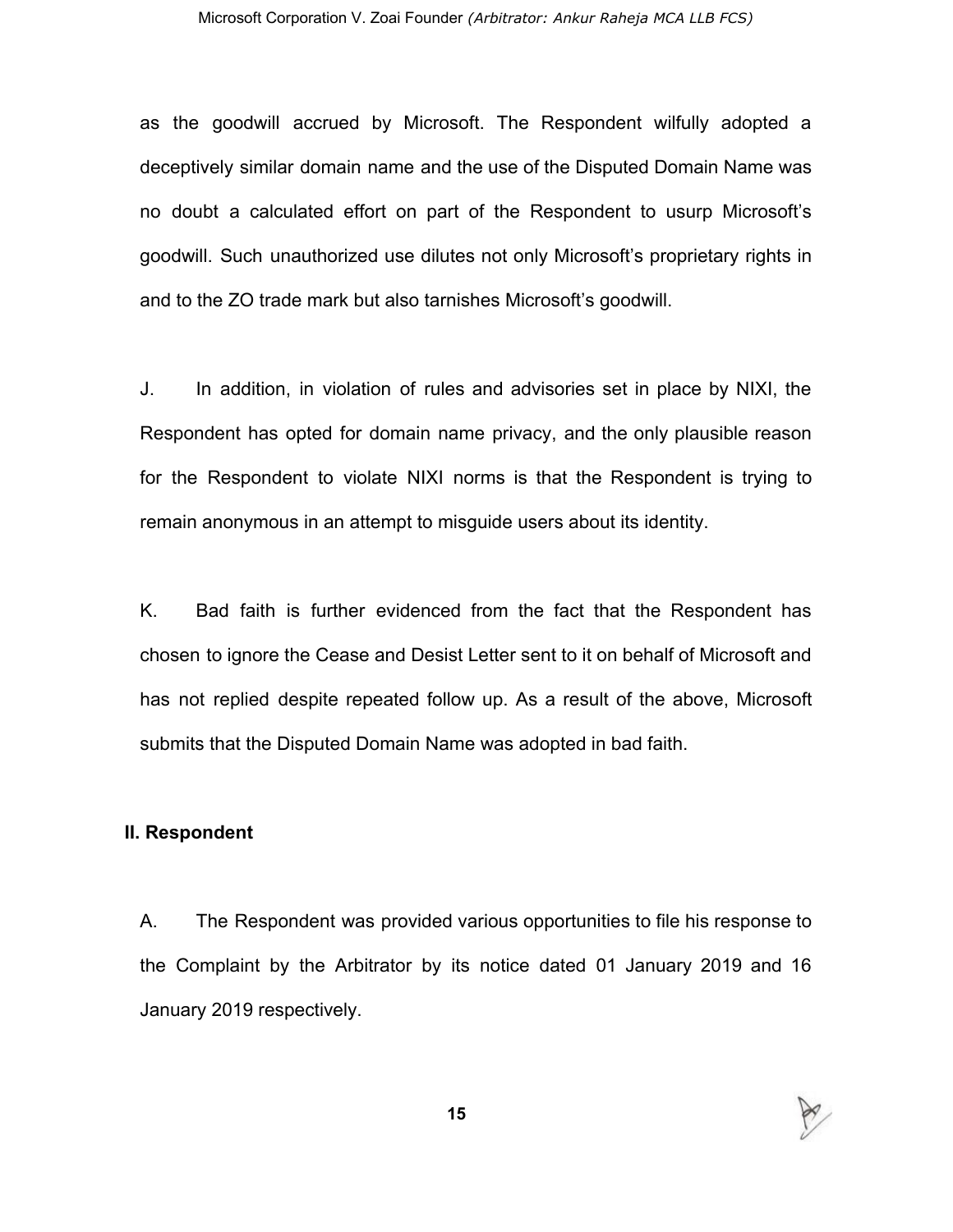as the goodwill accrued by Microsoft. The Respondent wilfully adopted a deceptively similar domain name and the use of the Disputed Domain Name was no doubt a calculated effort on part of the Respondent to usurp Microsoft's goodwill. Such unauthorized use dilutes not only Microsoft's proprietary rights in and to the ZO trade mark but also tarnishes Microsoft's goodwill.

J. In addition, in violation of rules and advisories set in place by NIXI, the Respondent has opted for domain name privacy, and the only plausible reason for the Respondent to violate NIXI norms is that the Respondent is trying to remain anonymous in an attempt to misguide users about its identity.

K. Bad faith is further evidenced from the fact that the Respondent has chosen to ignore the Cease and Desist Letter sent to it on behalf of Microsoft and has not replied despite repeated follow up. As a result of the above, Microsoft submits that the Disputed Domain Name was adopted in bad faith.

**II. Respondent**

A. The Respondent was provided various opportunities to file his response to the Complaint by the Arbitrator by its notice dated 01 January 2019 and 16 January 2019 respectively.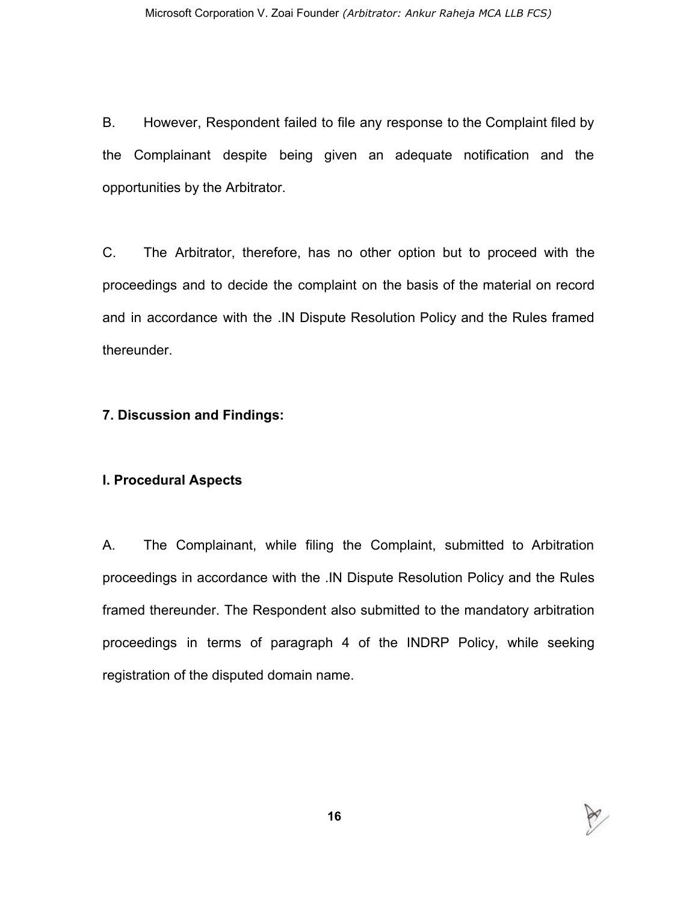B. However, Respondent failed to file any response to the Complaint filed by the Complainant despite being given an adequate notification and the opportunities by the Arbitrator.

C. The Arbitrator, therefore, has no other option but to proceed with the proceedings and to decide the complaint on the basis of the material on record and in accordance with the .IN Dispute Resolution Policy and the Rules framed thereunder.

## 7. Discussion and Findings:

### I. Procedural Aspects

A. The Complainant, while filing the Complaint, submitted to Arbitration proceedings in accordance with the .IN Dispute Resolution Policy and the Rules framed thereunder. The Respondent also submitted to the mandatory arbitration proceedings in terms of paragraph 4 of the INDRP Policy, while seeking registration of the disputed domain name.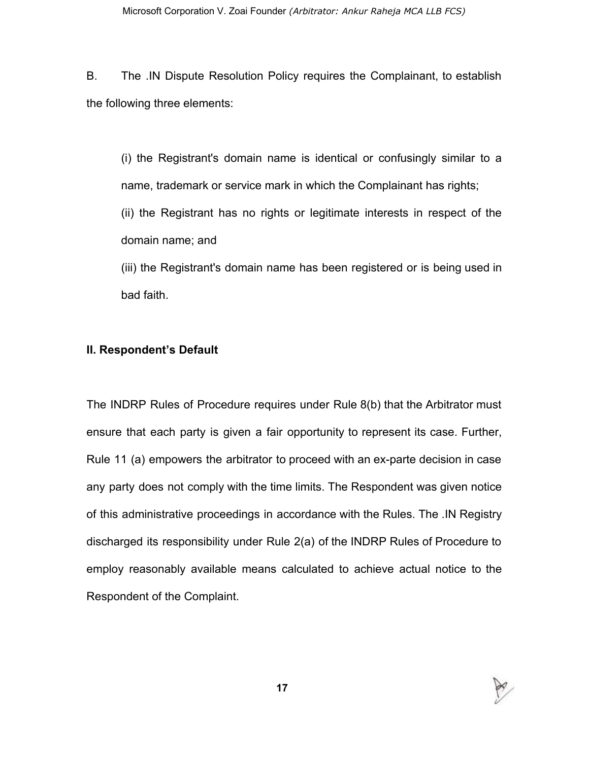B. The .IN Dispute Resolution Policy requires the Complainant, to establish the following three elements:

(i) the Registrant's domain name is identical or confusingly similar to a name, trademark or service mark in which the Complainant has rights;

(ii) the Registrant has no rights or legitimate interests in respect of the domain name; and

(iii) the Registrant's domain name has been registered or is being used in bad faith.

**II. Respondent's Default**

The INDRP Rules of Procedure requires under Rule 8(b) that the Arbitrator must ensure that each party is given a fair opportunity to represent its case. Further, Rule 11 (a) empowers the arbitrator to proceed with an ex-parte decision in case any party does not comply with the time limits. The Respondent was given notice of this administrative proceedings in accordance with the Rules. The .IN Registry discharged its responsibility under Rule 2(a) of the INDRP Rules of Procedure to employ reasonably available means calculated to achieve actual notice to the Respondent of the Complaint.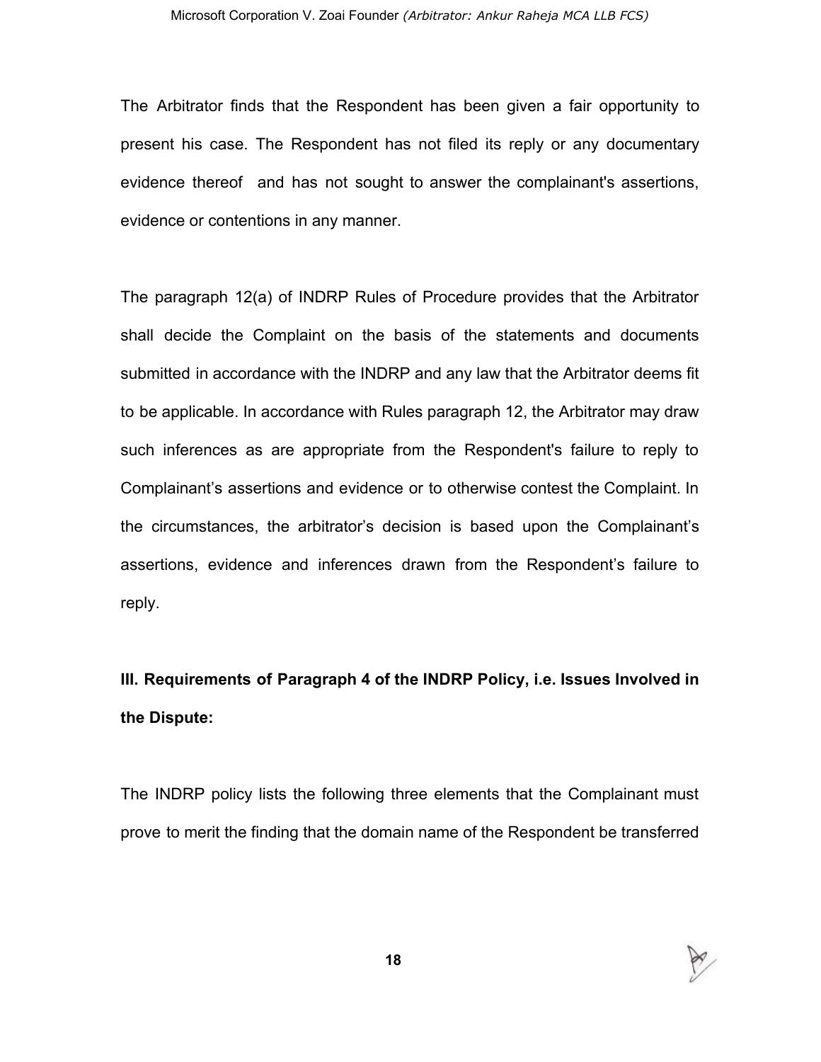The Arbitrator finds that the Respondent has been given a fair opportunity to present his case. The Respondent has not filed its reply or any documentary evidence thereof and has not sought to answer the complainant's assertions, evidence or contentions in any manner.

The paragraph 12(a) of INDRP Rules of Procedure provides that the Arbitrator shall decide the Complaint on the basis of the statements and documents submitted in accordance with the INDRP and any law that the Arbitrator deems fit to be applicable. In accordance with Rules paragraph 12, the Arbitrator may draw such inferences as are appropriate from the Respondent's failure to reply to Complainant's assertions and evidence or to otherwise contest the Complaint. In the circumstances, the arbitrator's decision is based upon the Complainant's assertions, evidence and inferences drawn from the Respondent's failure to reply.

**III. Requirements of Paragraph 4 of the INDRP Policy, i.e. Issues Involved in the Dispute:**

The INDRP policy lists the following three elements that the Complainant must prove to merit the finding that the domain name of the Respondent be transferred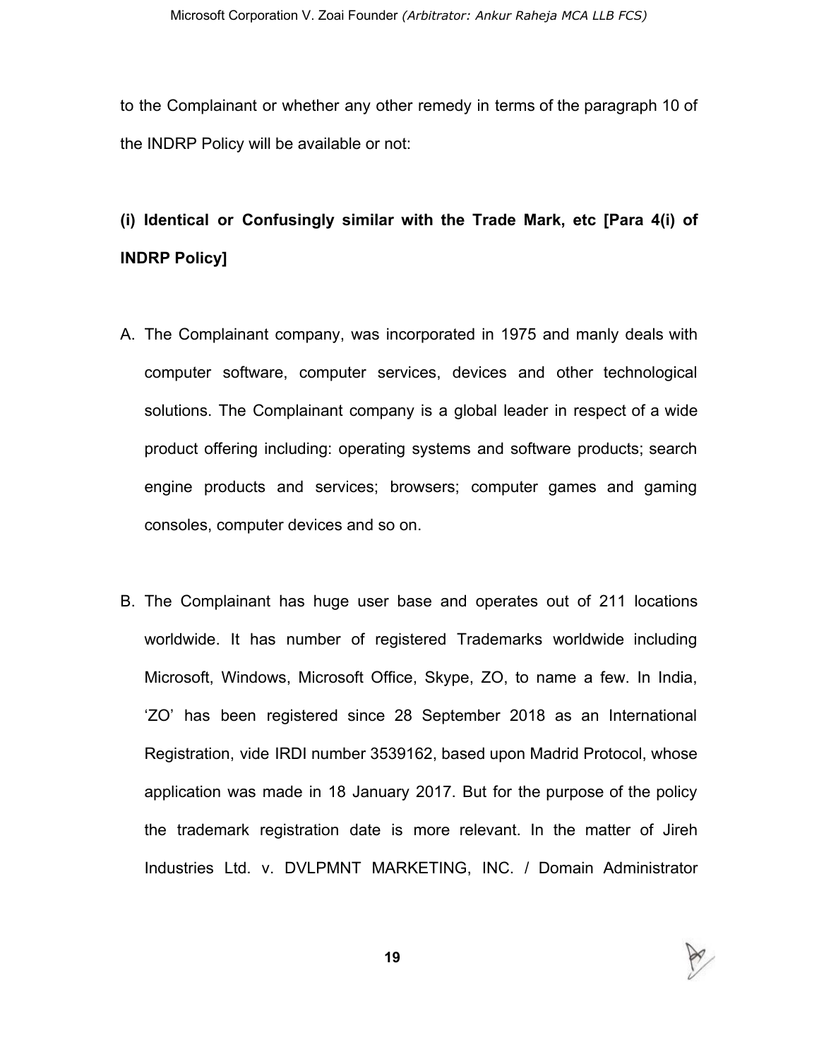to the Complainant or whether any other remedy in terms of the paragraph 10 of the INDRP Policy will be available or not:

**(i) Identical or Confusingly similar with the Trade Mark, etc [Para 4(i) of INDRP Policy]**

A. The Complainant company, was incorporated in 1975 and manly deals with computer software, computer services, devices and other technological solutions. The Complainant company is a global leader in respect of a wide product offering including: operating systems and software products; search engine products and services; browsers; computer games and gaming consoles, computer devices and so on.

B. The Complainant has huge user base and operates out of 211 locations worldwide. It has number of registered Trademarks worldwide including Microsoft, Windows, Microsoft Office, Skype, ZO, to name a few. In India, 'ZO' has been registered since 28 September 2018 as an International Registration, vide IRDI number 3539162, based upon Madrid Protocol, whose application was made in 18 January 2017. But for the purpose of the policy the trademark registration date is more relevant. In the matter of Jireh Industries Ltd. v. DVLPMNT MARKETING, INC. / Domain Administrator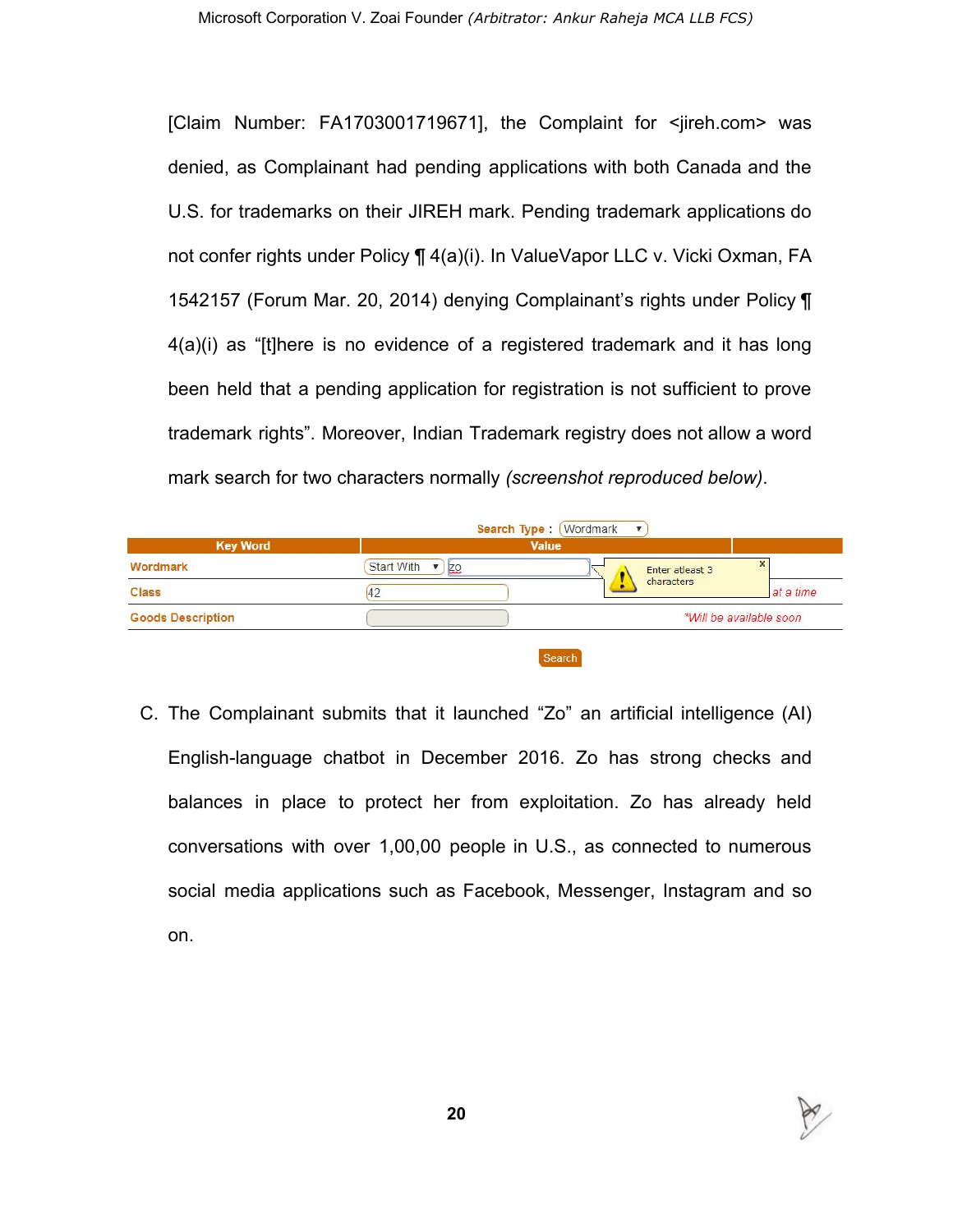[Claim Number: FA1703001719671], the Complaint for <jireh.com> was denied, as Complainant had pending applications with both Canada and the U.S. for trademarks on their JIREH mark. Pending trademark applications do not confer rights under Policy ¶ 4(a)(i). In ValueVapor LLC v. Vicki Oxman, FA 1542157 (Forum Mar. 20, 2014) denying Complainant's rights under Policy ¶ 4(a)(i) as "[t]here is no evidence of a registered trademark and it has long been held that a pending application for registration is not sufficient to prove trademark rights". Moreover, Indian Trademark registry does not allow a word mark search for two characters normally *(screenshot reproduced below)*.

| Key Word | Value | |
|---|---|---|
| Search Type : Wordmark | | |
| Wordmark | Start With zo — Enter atleast 3 characters | |
| Class | 42 | at a time |
| Goods Description | | *Will be available soon |
| | Search | |

C. The Complainant submits that it launched "Zo" an artificial intelligence (AI) English-language chatbot in December 2016. Zo has strong checks and balances in place to protect her from exploitation. Zo has already held conversations with over 1,00,00 people in U.S., as connected to numerous social media applications such as Facebook, Messenger, Instagram and so on.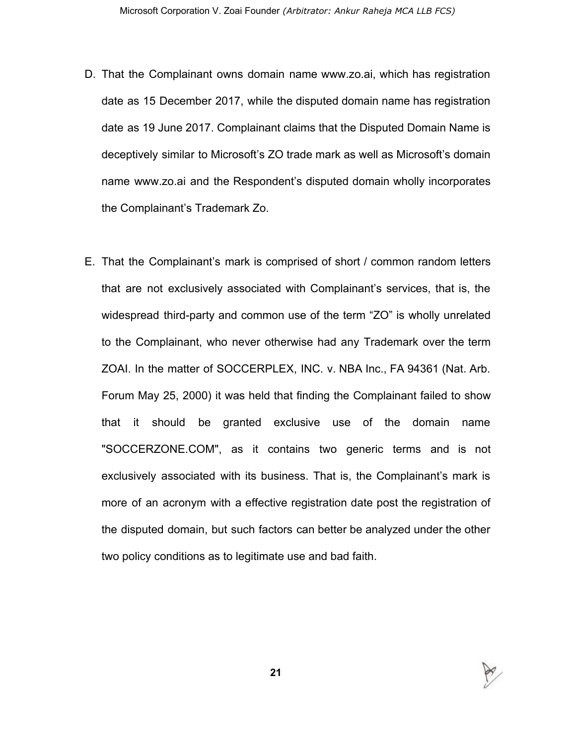D. That the Complainant owns domain name www.zo.ai, which has registration date as 15 December 2017, while the disputed domain name has registration date as 19 June 2017. Complainant claims that the Disputed Domain Name is deceptively similar to Microsoft's ZO trade mark as well as Microsoft's domain name www.zo.ai and the Respondent's disputed domain wholly incorporates the Complainant's Trademark Zo.

E. That the Complainant's mark is comprised of short / common random letters that are not exclusively associated with Complainant's services, that is, the widespread third-party and common use of the term "ZO" is wholly unrelated to the Complainant, who never otherwise had any Trademark over the term ZOAI. In the matter of SOCCERPLEX, INC. v. NBA Inc., FA 94361 (Nat. Arb. Forum May 25, 2000) it was held that finding the Complainant failed to show that it should be granted exclusive use of the domain name "SOCCERZONE.COM", as it contains two generic terms and is not exclusively associated with its business. That is, the Complainant's mark is more of an acronym with a effective registration date post the registration of the disputed domain, but such factors can better be analyzed under the other two policy conditions as to legitimate use and bad faith.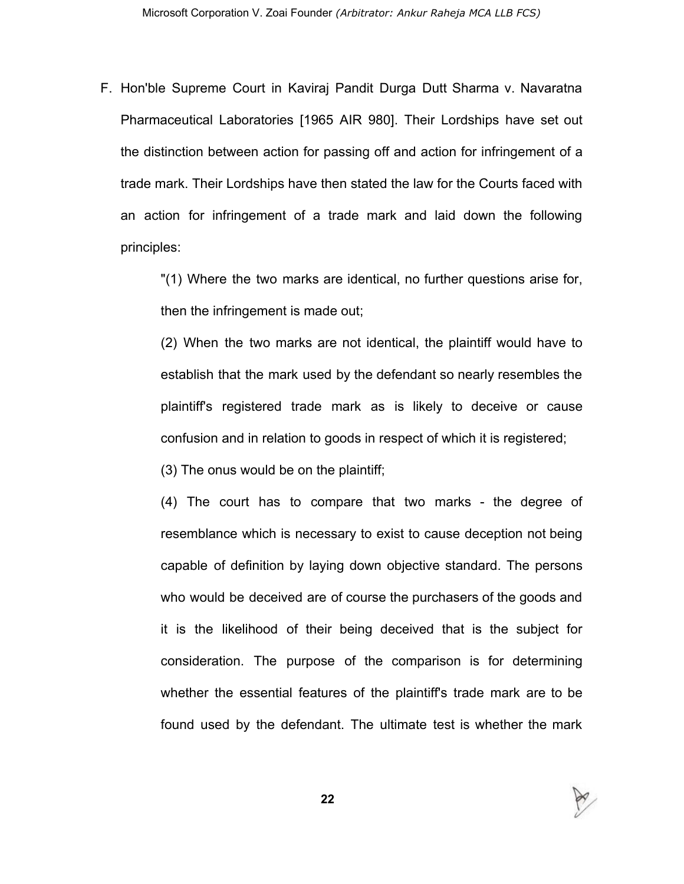F. Hon'ble Supreme Court in Kaviraj Pandit Durga Dutt Sharma v. Navaratna Pharmaceutical Laboratories [1965 AIR 980]. Their Lordships have set out the distinction between action for passing off and action for infringement of a trade mark. Their Lordships have then stated the law for the Courts faced with an action for infringement of a trade mark and laid down the following principles:

> "(1) Where the two marks are identical, no further questions arise for, then the infringement is made out;
>
> (2) When the two marks are not identical, the plaintiff would have to establish that the mark used by the defendant so nearly resembles the plaintiff's registered trade mark as is likely to deceive or cause confusion and in relation to goods in respect of which it is registered;
>
> (3) The onus would be on the plaintiff;
>
> (4) The court has to compare that two marks - the degree of resemblance which is necessary to exist to cause deception not being capable of definition by laying down objective standard. The persons who would be deceived are of course the purchasers of the goods and it is the likelihood of their being deceived that is the subject for consideration. The purpose of the comparison is for determining whether the essential features of the plaintiff's trade mark are to be found used by the defendant. The ultimate test is whether the mark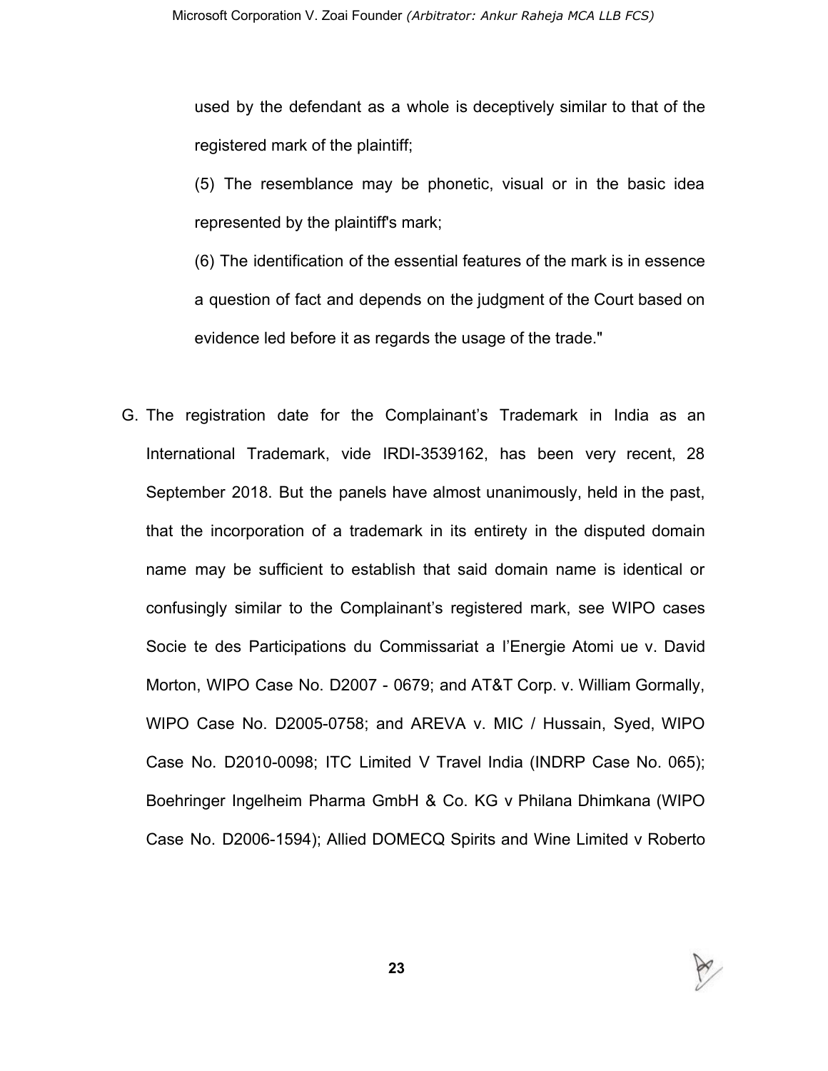used by the defendant as a whole is deceptively similar to that of the registered mark of the plaintiff;

(5) The resemblance may be phonetic, visual or in the basic idea represented by the plaintiff's mark;

(6) The identification of the essential features of the mark is in essence a question of fact and depends on the judgment of the Court based on evidence led before it as regards the usage of the trade."

G. The registration date for the Complainant's Trademark in India as an International Trademark, vide IRDI-3539162, has been very recent, 28 September 2018. But the panels have almost unanimously, held in the past, that the incorporation of a trademark in its entirety in the disputed domain name may be sufficient to establish that said domain name is identical or confusingly similar to the Complainant's registered mark, see WIPO cases Socie te des Participations du Commissariat a l'Energie Atomi ue v. David Morton, WIPO Case No. D2007 - 0679; and AT&T Corp. v. William Gormally, WIPO Case No. D2005-0758; and AREVA v. MIC / Hussain, Syed, WIPO Case No. D2010-0098; ITC Limited V Travel India (INDRP Case No. 065); Boehringer Ingelheim Pharma GmbH & Co. KG v Philana Dhimkana (WIPO Case No. D2006-1594); Allied DOMECQ Spirits and Wine Limited v Roberto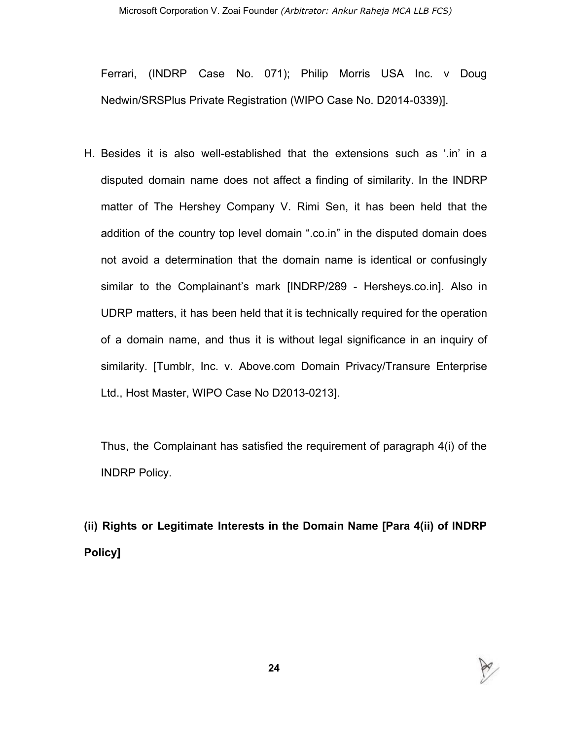Ferrari, (INDRP Case No. 071); Philip Morris USA Inc. v Doug Nedwin/SRSPlus Private Registration (WIPO Case No. D2014-0339)].

H. Besides it is also well-established that the extensions such as '.in' in a disputed domain name does not affect a finding of similarity. In the INDRP matter of The Hershey Company V. Rimi Sen, it has been held that the addition of the country top level domain ".co.in" in the disputed domain does not avoid a determination that the domain name is identical or confusingly similar to the Complainant's mark [INDRP/289 - Hersheys.co.in]. Also in UDRP matters, it has been held that it is technically required for the operation of a domain name, and thus it is without legal significance in an inquiry of similarity. [Tumblr, Inc. v. Above.com Domain Privacy/Transure Enterprise Ltd., Host Master, WIPO Case No D2013-0213].

Thus, the Complainant has satisfied the requirement of paragraph 4(i) of the INDRP Policy.

**(ii) Rights or Legitimate Interests in the Domain Name [Para 4(ii) of INDRP Policy]**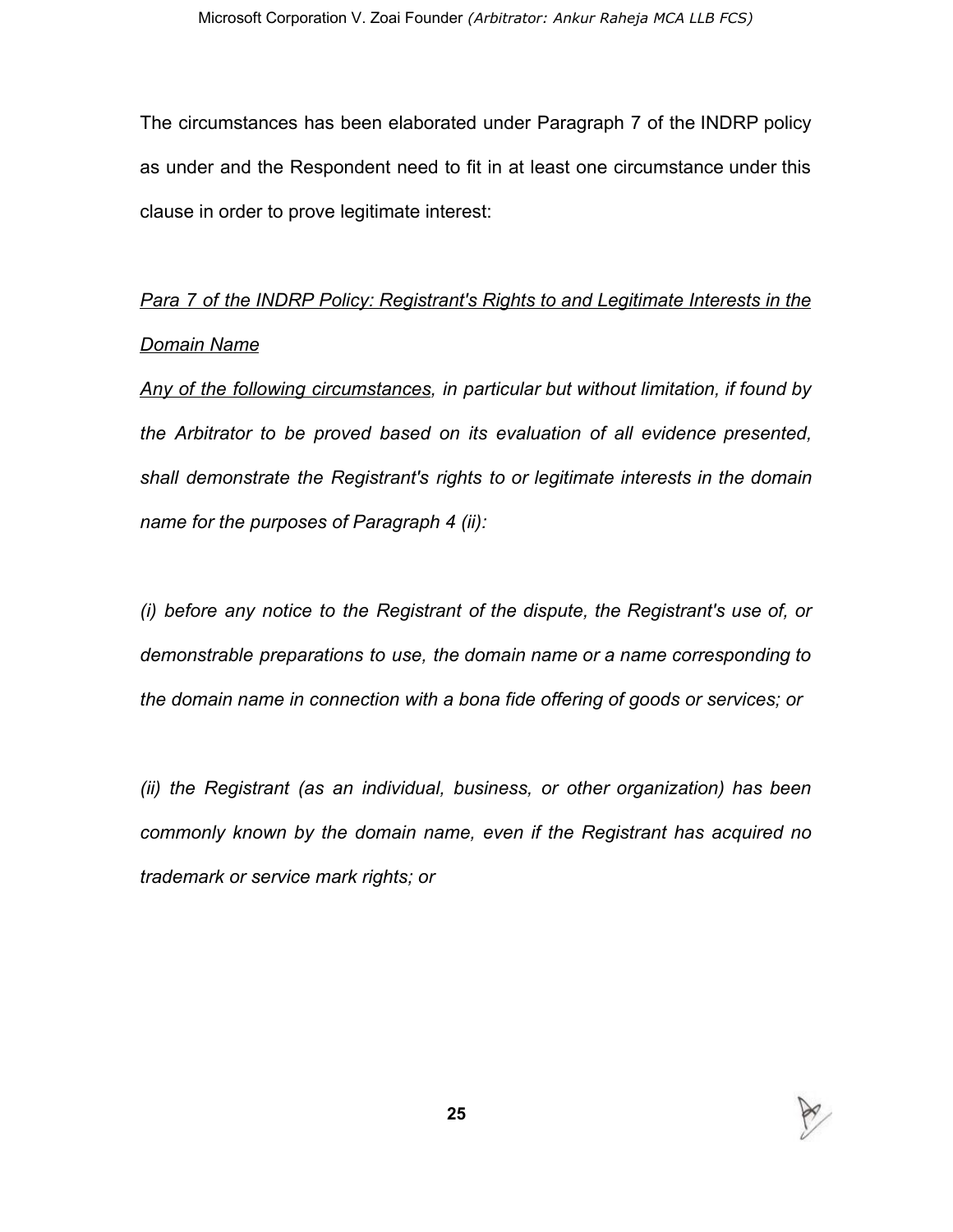The circumstances has been elaborated under Paragraph 7 of the INDRP policy as under and the Respondent need to fit in at least one circumstance under this clause in order to prove legitimate interest:

<u>*Para 7 of the INDRP Policy: Registrant's Rights to and Legitimate Interests in the Domain Name*</u>

<u>*Any of the following circumstances*</u>*, in particular but without limitation, if found by the Arbitrator to be proved based on its evaluation of all evidence presented, shall demonstrate the Registrant's rights to or legitimate interests in the domain name for the purposes of Paragraph 4 (ii):*

*(i) before any notice to the Registrant of the dispute, the Registrant's use of, or demonstrable preparations to use, the domain name or a name corresponding to the domain name in connection with a bona fide offering of goods or services; or*

*(ii) the Registrant (as an individual, business, or other organization) has been commonly known by the domain name, even if the Registrant has acquired no trademark or service mark rights; or*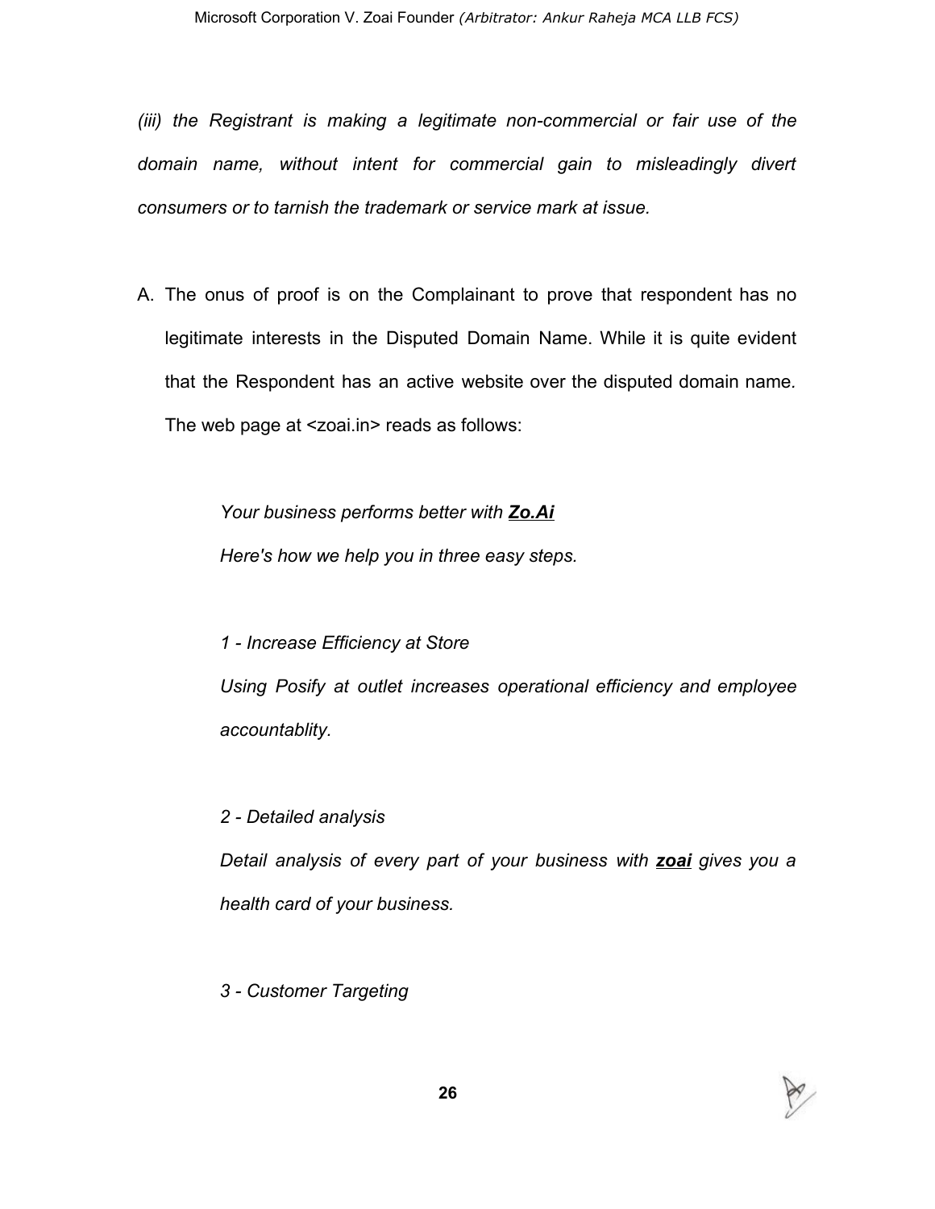*(iii) the Registrant is making a legitimate non-commercial or fair use of the domain name, without intent for commercial gain to misleadingly divert consumers or to tarnish the trademark or service mark at issue.*

A. The onus of proof is on the Complainant to prove that respondent has no legitimate interests in the Disputed Domain Name. While it is quite evident that the Respondent has an active website over the disputed domain name. The web page at <zoai.in> reads as follows:

> *Your business performs better with **Zo.Ai***
>
> *Here's how we help you in three easy steps.*
>
> *1 - Increase Efficiency at Store*
>
> *Using Posify at outlet increases operational efficiency and employee accountablity.*
>
> *2 - Detailed analysis*
>
> *Detail analysis of every part of your business with **zoai** gives you a health card of your business.*
>
> *3 - Customer Targeting*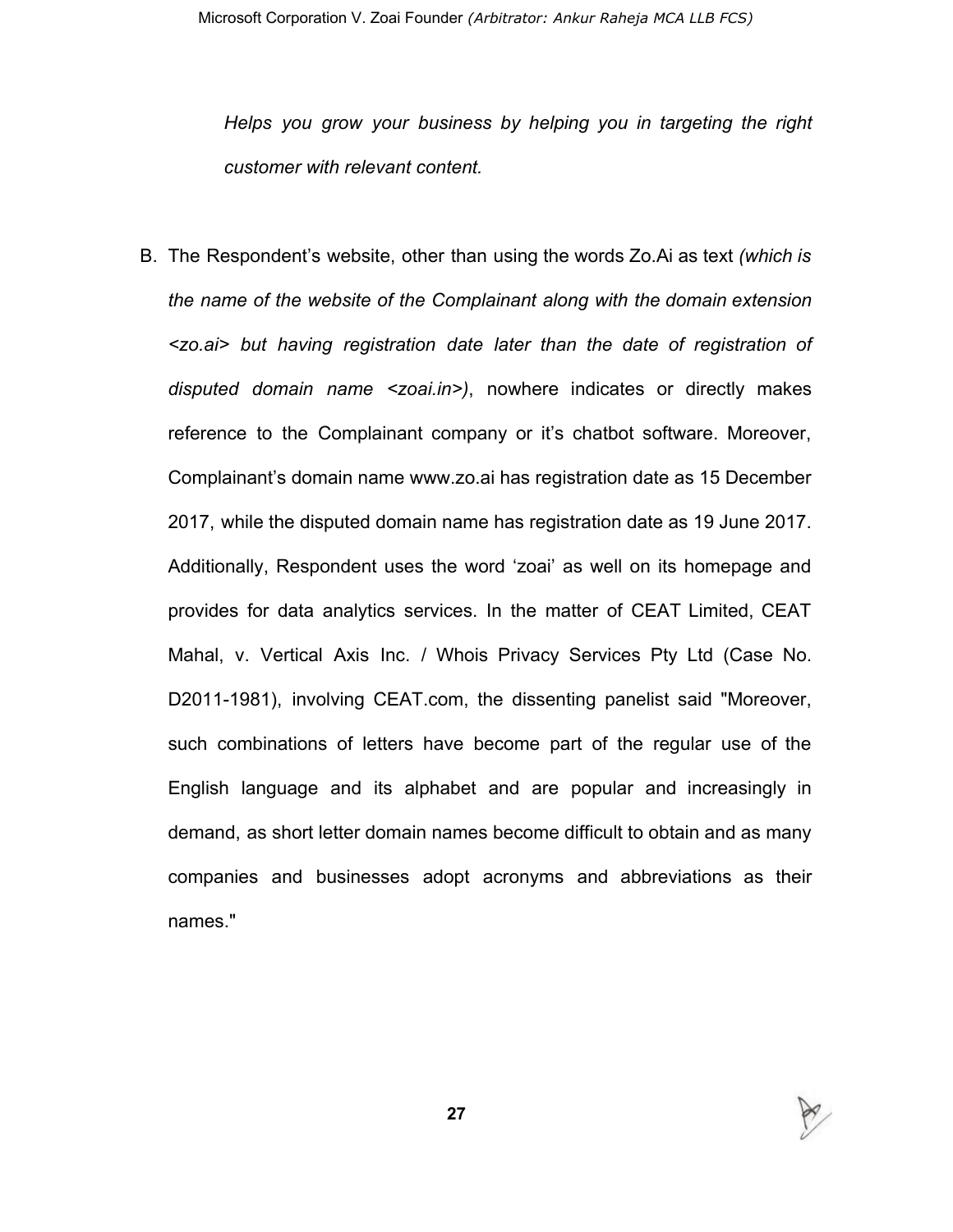*Helps you grow your business by helping you in targeting the right customer with relevant content.*

B. The Respondent's website, other than using the words Zo.Ai as text *(which is the name of the website of the Complainant along with the domain extension <zo.ai> but having registration date later than the date of registration of disputed domain name <zoai.in>)*, nowhere indicates or directly makes reference to the Complainant company or it's chatbot software. Moreover, Complainant's domain name www.zo.ai has registration date as 15 December 2017, while the disputed domain name has registration date as 19 June 2017. Additionally, Respondent uses the word 'zoai' as well on its homepage and provides for data analytics services. In the matter of CEAT Limited, CEAT Mahal, v. Vertical Axis Inc. / Whois Privacy Services Pty Ltd (Case No. D2011-1981), involving CEAT.com, the dissenting panelist said "Moreover, such combinations of letters have become part of the regular use of the English language and its alphabet and are popular and increasingly in demand, as short letter domain names become difficult to obtain and as many companies and businesses adopt acronyms and abbreviations as their names."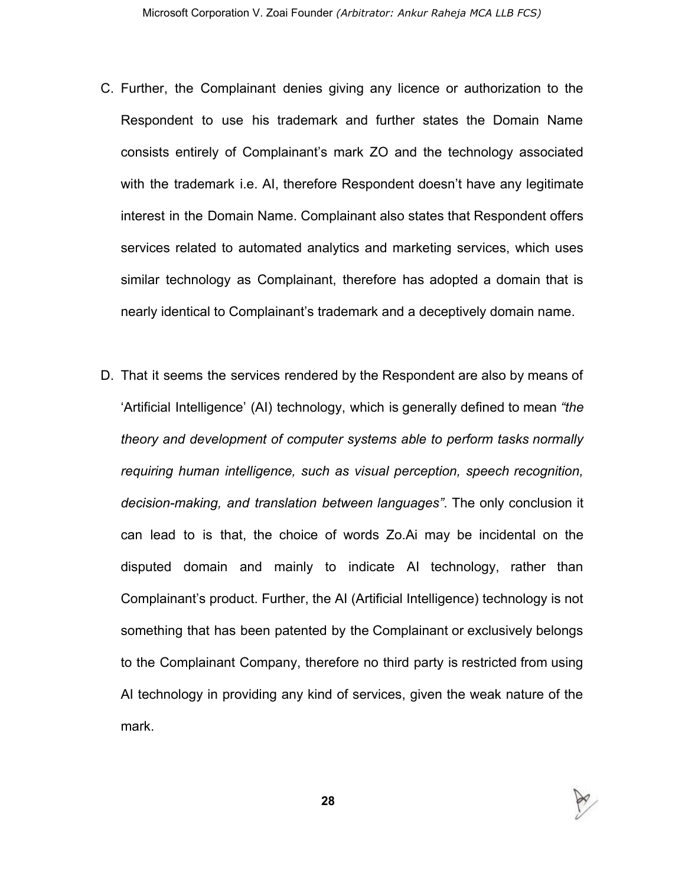C. Further, the Complainant denies giving any licence or authorization to the Respondent to use his trademark and further states the Domain Name consists entirely of Complainant's mark ZO and the technology associated with the trademark i.e. AI, therefore Respondent doesn't have any legitimate interest in the Domain Name. Complainant also states that Respondent offers services related to automated analytics and marketing services, which uses similar technology as Complainant, therefore has adopted a domain that is nearly identical to Complainant's trademark and a deceptively domain name.

D. That it seems the services rendered by the Respondent are also by means of 'Artificial Intelligence' (AI) technology, which is generally defined to mean *"the theory and development of computer systems able to perform tasks normally requiring human intelligence, such as visual perception, speech recognition, decision-making, and translation between languages"*. The only conclusion it can lead to is that, the choice of words Zo.Ai may be incidental on the disputed domain and mainly to indicate AI technology, rather than Complainant's product. Further, the AI (Artificial Intelligence) technology is not something that has been patented by the Complainant or exclusively belongs to the Complainant Company, therefore no third party is restricted from using AI technology in providing any kind of services, given the weak nature of the mark.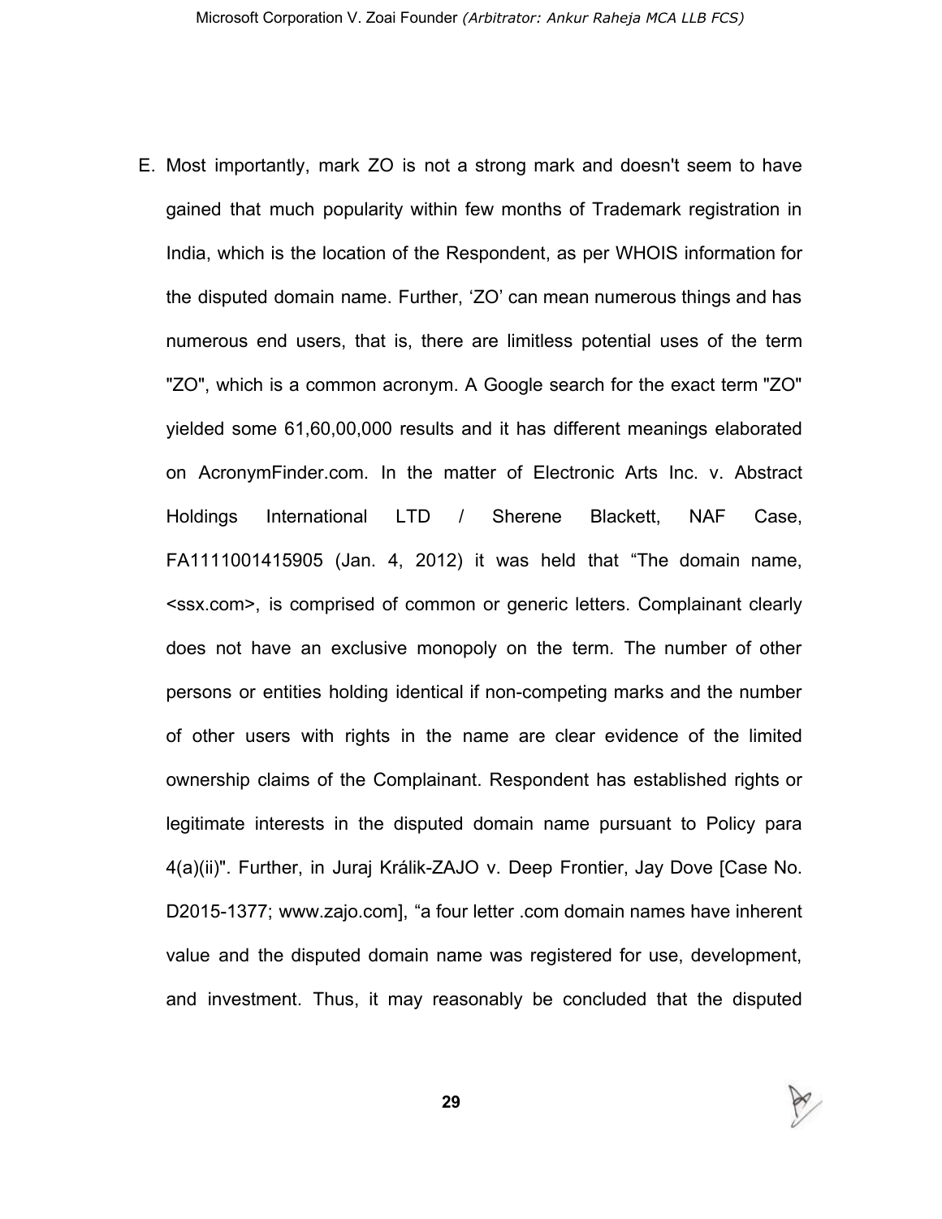E. Most importantly, mark ZO is not a strong mark and doesn't seem to have gained that much popularity within few months of Trademark registration in India, which is the location of the Respondent, as per WHOIS information for the disputed domain name. Further, ‘ZO’ can mean numerous things and has numerous end users, that is, there are limitless potential uses of the term "ZO", which is a common acronym. A Google search for the exact term "ZO" yielded some 61,60,00,000 results and it has different meanings elaborated on AcronymFinder.com. In the matter of Electronic Arts Inc. v. Abstract Holdings International LTD / Sherene Blackett, NAF Case, FA1111001415905 (Jan. 4, 2012) it was held that “The domain name, <ssx.com>, is comprised of common or generic letters. Complainant clearly does not have an exclusive monopoly on the term. The number of other persons or entities holding identical if non-competing marks and the number of other users with rights in the name are clear evidence of the limited ownership claims of the Complainant. Respondent has established rights or legitimate interests in the disputed domain name pursuant to Policy para 4(a)(ii)". Further, in Juraj Králik-ZAJO v. Deep Frontier, Jay Dove [Case No. D2015-1377; www.zajo.com], “a four letter .com domain names have inherent value and the disputed domain name was registered for use, development, and investment. Thus, it may reasonably be concluded that the disputed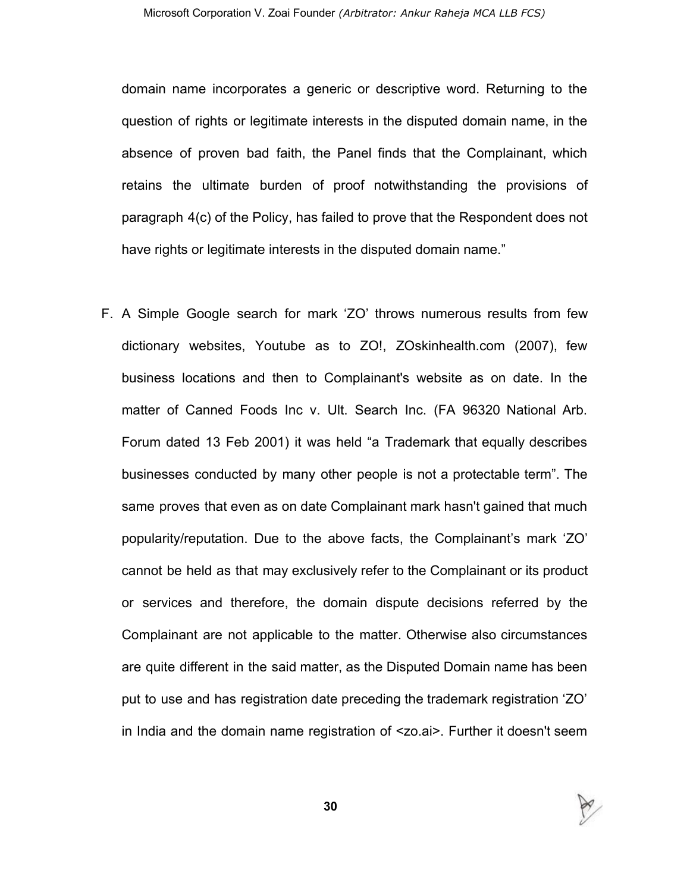domain name incorporates a generic or descriptive word. Returning to the question of rights or legitimate interests in the disputed domain name, in the absence of proven bad faith, the Panel finds that the Complainant, which retains the ultimate burden of proof notwithstanding the provisions of paragraph 4(c) of the Policy, has failed to prove that the Respondent does not have rights or legitimate interests in the disputed domain name."

F. A Simple Google search for mark 'ZO' throws numerous results from few dictionary websites, Youtube as to ZO!, ZOskinhealth.com (2007), few business locations and then to Complainant's website as on date. In the matter of Canned Foods Inc v. Ult. Search Inc. (FA 96320 National Arb. Forum dated 13 Feb 2001) it was held "a Trademark that equally describes businesses conducted by many other people is not a protectable term". The same proves that even as on date Complainant mark hasn't gained that much popularity/reputation. Due to the above facts, the Complainant's mark 'ZO' cannot be held as that may exclusively refer to the Complainant or its product or services and therefore, the domain dispute decisions referred by the Complainant are not applicable to the matter. Otherwise also circumstances are quite different in the said matter, as the Disputed Domain name has been put to use and has registration date preceding the trademark registration 'ZO' in India and the domain name registration of <zo.ai>. Further it doesn't seem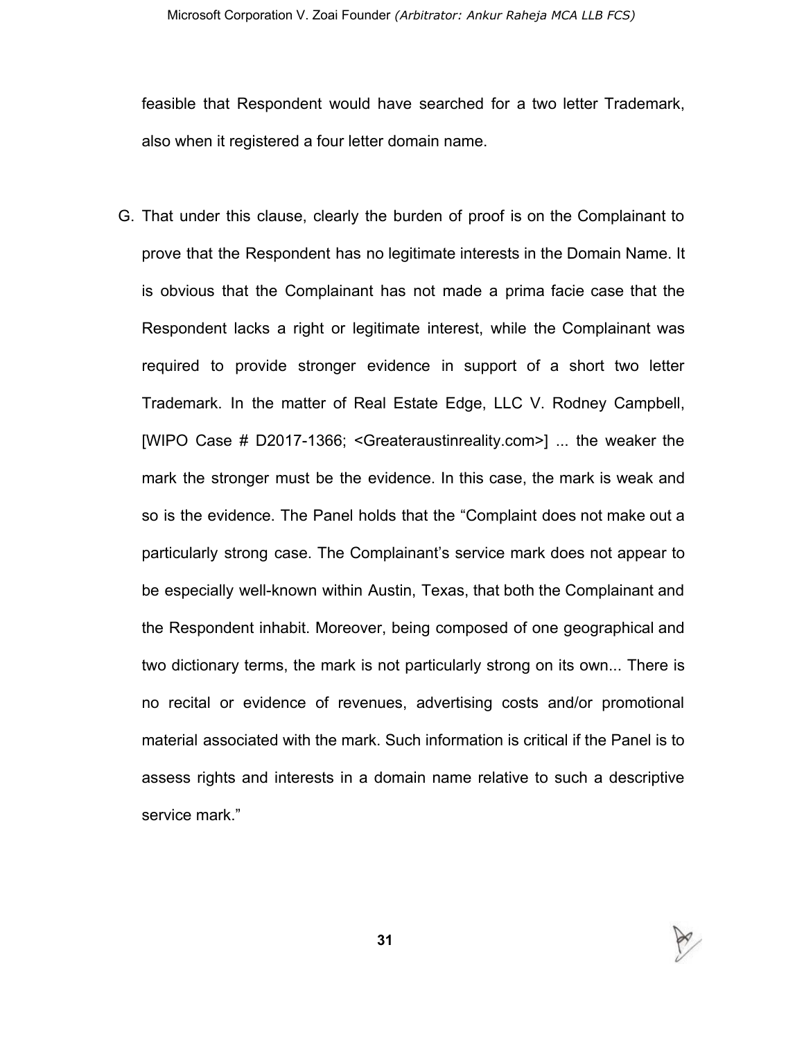feasible that Respondent would have searched for a two letter Trademark, also when it registered a four letter domain name.

G. That under this clause, clearly the burden of proof is on the Complainant to prove that the Respondent has no legitimate interests in the Domain Name. It is obvious that the Complainant has not made a prima facie case that the Respondent lacks a right or legitimate interest, while the Complainant was required to provide stronger evidence in support of a short two letter Trademark. In the matter of Real Estate Edge, LLC V. Rodney Campbell, [WIPO Case # D2017-1366; <Greateraustinreality.com>] ... the weaker the mark the stronger must be the evidence. In this case, the mark is weak and so is the evidence. The Panel holds that the "Complaint does not make out a particularly strong case. The Complainant's service mark does not appear to be especially well-known within Austin, Texas, that both the Complainant and the Respondent inhabit. Moreover, being composed of one geographical and two dictionary terms, the mark is not particularly strong on its own... There is no recital or evidence of revenues, advertising costs and/or promotional material associated with the mark. Such information is critical if the Panel is to assess rights and interests in a domain name relative to such a descriptive service mark."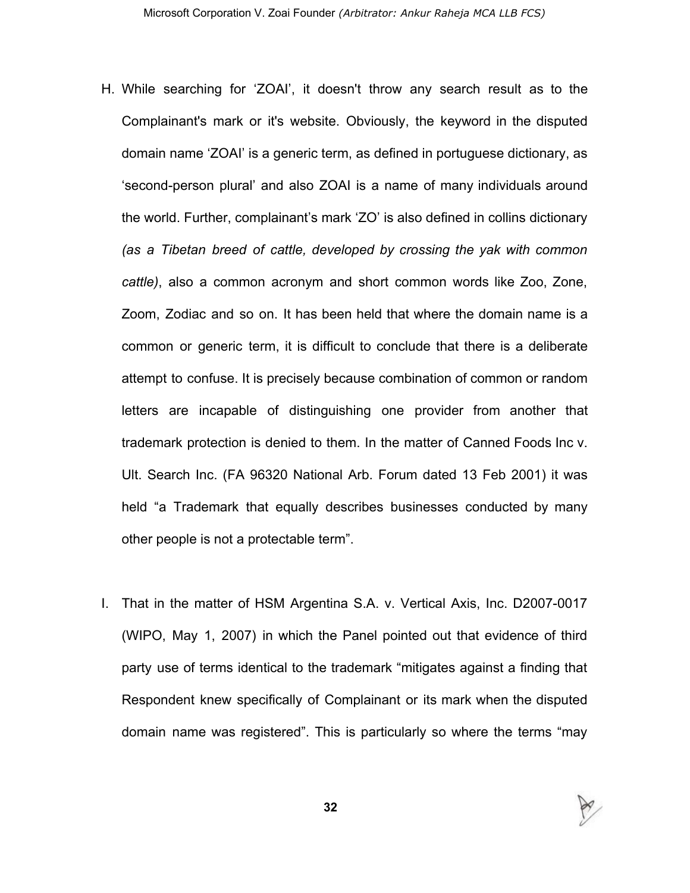H. While searching for ‘ZOAI’, it doesn't throw any search result as to the Complainant's mark or it's website. Obviously, the keyword in the disputed domain name ‘ZOAI’ is a generic term, as defined in portuguese dictionary, as ‘second-person plural’ and also ZOAI is a name of many individuals around the world. Further, complainant’s mark ‘ZO’ is also defined in collins dictionary *(as a Tibetan breed of cattle, developed by crossing the yak with common cattle)*, also a common acronym and short common words like Zoo, Zone, Zoom, Zodiac and so on. It has been held that where the domain name is a common or generic term, it is difficult to conclude that there is a deliberate attempt to confuse. It is precisely because combination of common or random letters are incapable of distinguishing one provider from another that trademark protection is denied to them. In the matter of Canned Foods Inc v. Ult. Search Inc. (FA 96320 National Arb. Forum dated 13 Feb 2001) it was held “a Trademark that equally describes businesses conducted by many other people is not a protectable term”.

I. That in the matter of HSM Argentina S.A. v. Vertical Axis, Inc. D2007-0017 (WIPO, May 1, 2007) in which the Panel pointed out that evidence of third party use of terms identical to the trademark “mitigates against a finding that Respondent knew specifically of Complainant or its mark when the disputed domain name was registered”. This is particularly so where the terms “may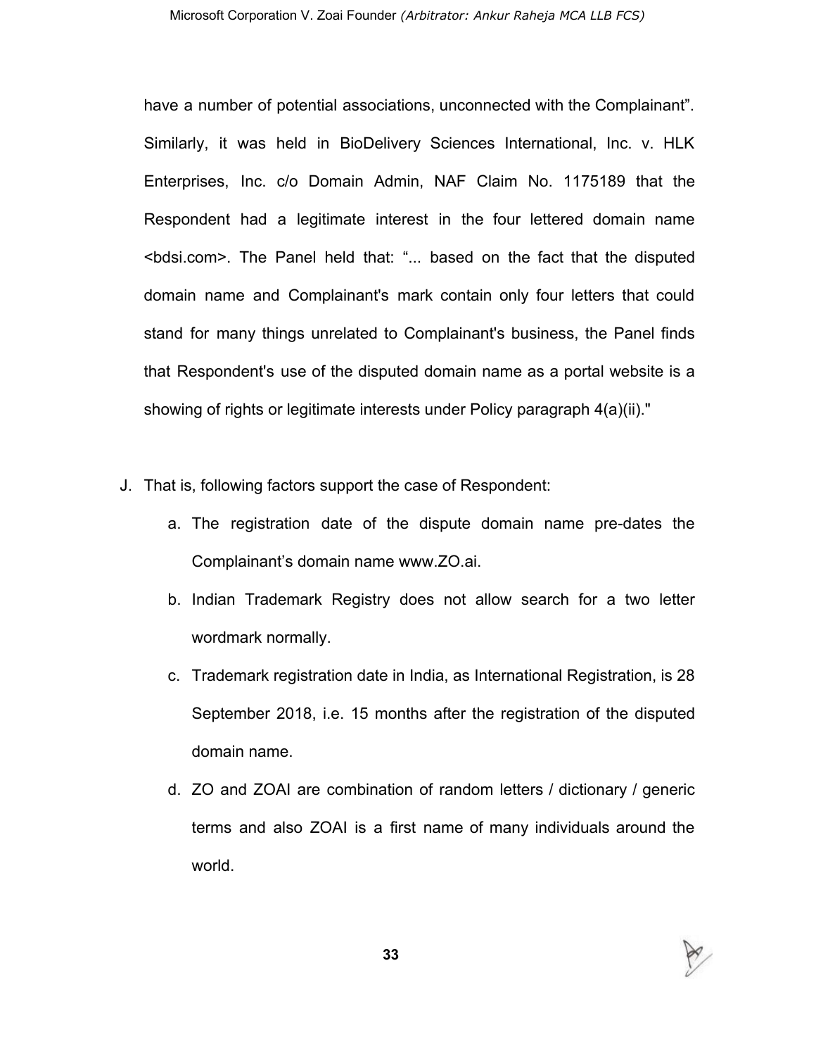have a number of potential associations, unconnected with the Complainant". Similarly, it was held in BioDelivery Sciences International, Inc. v. HLK Enterprises, Inc. c/o Domain Admin, NAF Claim No. 1175189 that the Respondent had a legitimate interest in the four lettered domain name <bdsi.com>. The Panel held that: "... based on the fact that the disputed domain name and Complainant's mark contain only four letters that could stand for many things unrelated to Complainant's business, the Panel finds that Respondent's use of the disputed domain name as a portal website is a showing of rights or legitimate interests under Policy paragraph 4(a)(ii)."

J. That is, following factors support the case of Respondent:

   a. The registration date of the dispute domain name pre-dates the Complainant's domain name www.ZO.ai.

   b. Indian Trademark Registry does not allow search for a two letter wordmark normally.

   c. Trademark registration date in India, as International Registration, is 28 September 2018, i.e. 15 months after the registration of the disputed domain name.

   d. ZO and ZOAI are combination of random letters / dictionary / generic terms and also ZOAI is a first name of many individuals around the world.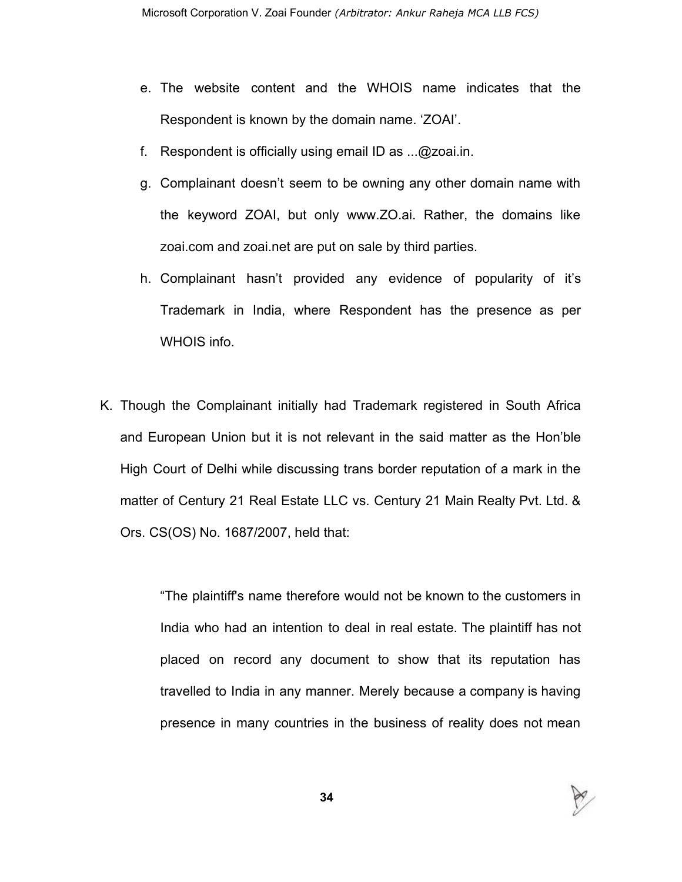e. The website content and the WHOIS name indicates that the Respondent is known by the domain name. 'ZOAI'.

f. Respondent is officially using email ID as ...@zoai.in.

g. Complainant doesn't seem to be owning any other domain name with the keyword ZOAI, but only www.ZO.ai. Rather, the domains like zoai.com and zoai.net are put on sale by third parties.

h. Complainant hasn't provided any evidence of popularity of it's Trademark in India, where Respondent has the presence as per WHOIS info.

K. Though the Complainant initially had Trademark registered in South Africa and European Union but it is not relevant in the said matter as the Hon'ble High Court of Delhi while discussing trans border reputation of a mark in the matter of Century 21 Real Estate LLC vs. Century 21 Main Realty Pvt. Ltd. & Ors. CS(OS) No. 1687/2007, held that:

> "The plaintiff's name therefore would not be known to the customers in India who had an intention to deal in real estate. The plaintiff has not placed on record any document to show that its reputation has travelled to India in any manner. Merely because a company is having presence in many countries in the business of reality does not mean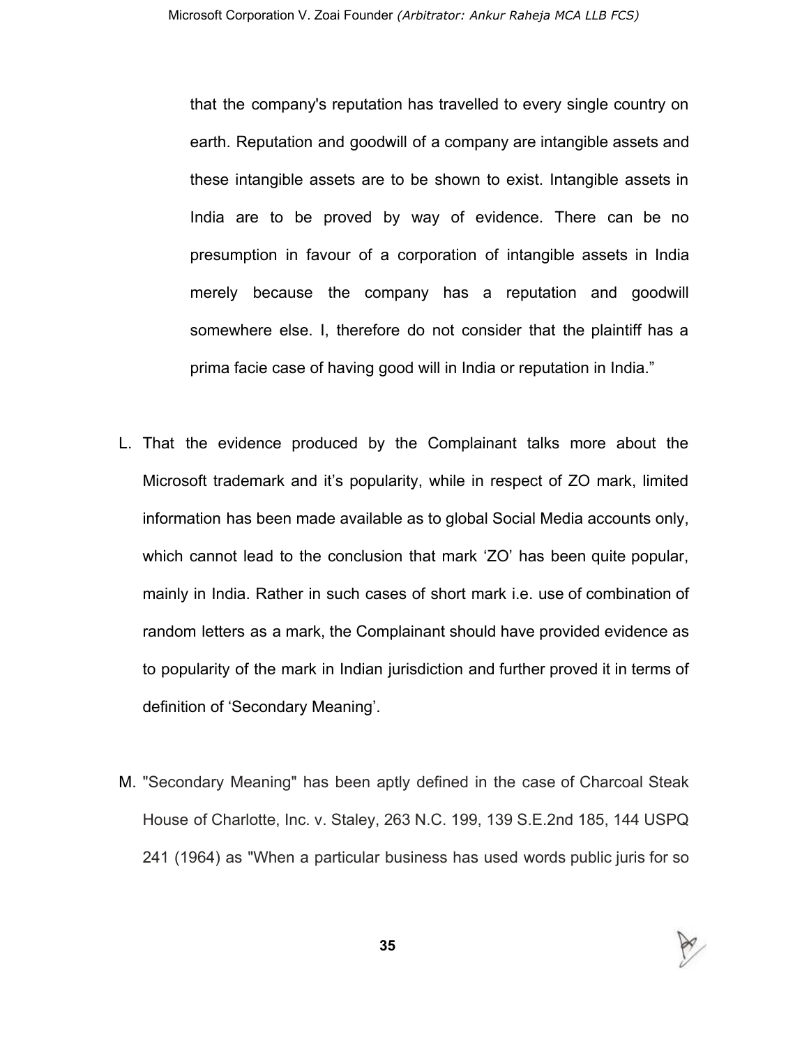that the company's reputation has travelled to every single country on earth. Reputation and goodwill of a company are intangible assets and these intangible assets are to be shown to exist. Intangible assets in India are to be proved by way of evidence. There can be no presumption in favour of a corporation of intangible assets in India merely because the company has a reputation and goodwill somewhere else. I, therefore do not consider that the plaintiff has a prima facie case of having good will in India or reputation in India."

L. That the evidence produced by the Complainant talks more about the Microsoft trademark and it's popularity, while in respect of ZO mark, limited information has been made available as to global Social Media accounts only, which cannot lead to the conclusion that mark 'ZO' has been quite popular, mainly in India. Rather in such cases of short mark i.e. use of combination of random letters as a mark, the Complainant should have provided evidence as to popularity of the mark in Indian jurisdiction and further proved it in terms of definition of 'Secondary Meaning'.

M. "Secondary Meaning" has been aptly defined in the case of Charcoal Steak House of Charlotte, Inc. v. Staley, 263 N.C. 199, 139 S.E.2nd 185, 144 USPQ 241 (1964) as "When a particular business has used words public juris for so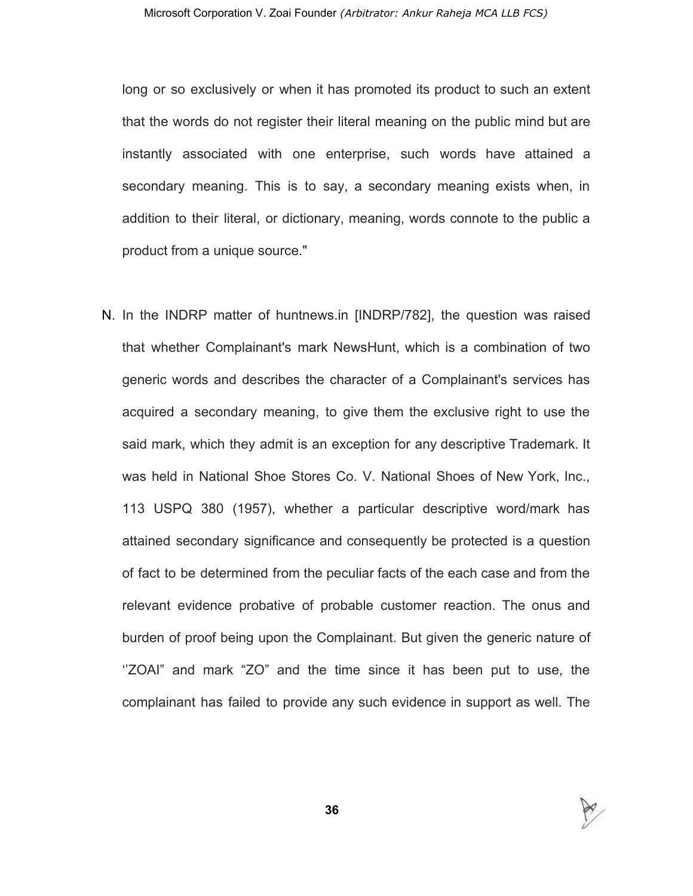long or so exclusively or when it has promoted its product to such an extent that the words do not register their literal meaning on the public mind but are instantly associated with one enterprise, such words have attained a secondary meaning. This is to say, a secondary meaning exists when, in addition to their literal, or dictionary, meaning, words connote to the public a product from a unique source."

N. In the INDRP matter of huntnews.in [INDRP/782], the question was raised that whether Complainant's mark NewsHunt, which is a combination of two generic words and describes the character of a Complainant's services has acquired a secondary meaning, to give them the exclusive right to use the said mark, which they admit is an exception for any descriptive Trademark. It was held in National Shoe Stores Co. V. National Shoes of New York, Inc., 113 USPQ 380 (1957), whether a particular descriptive word/mark has attained secondary significance and consequently be protected is a question of fact to be determined from the peculiar facts of the each case and from the relevant evidence probative of probable customer reaction. The onus and burden of proof being upon the Complainant. But given the generic nature of ''ZOAI" and mark "ZO" and the time since it has been put to use, the complainant has failed to provide any such evidence in support as well. The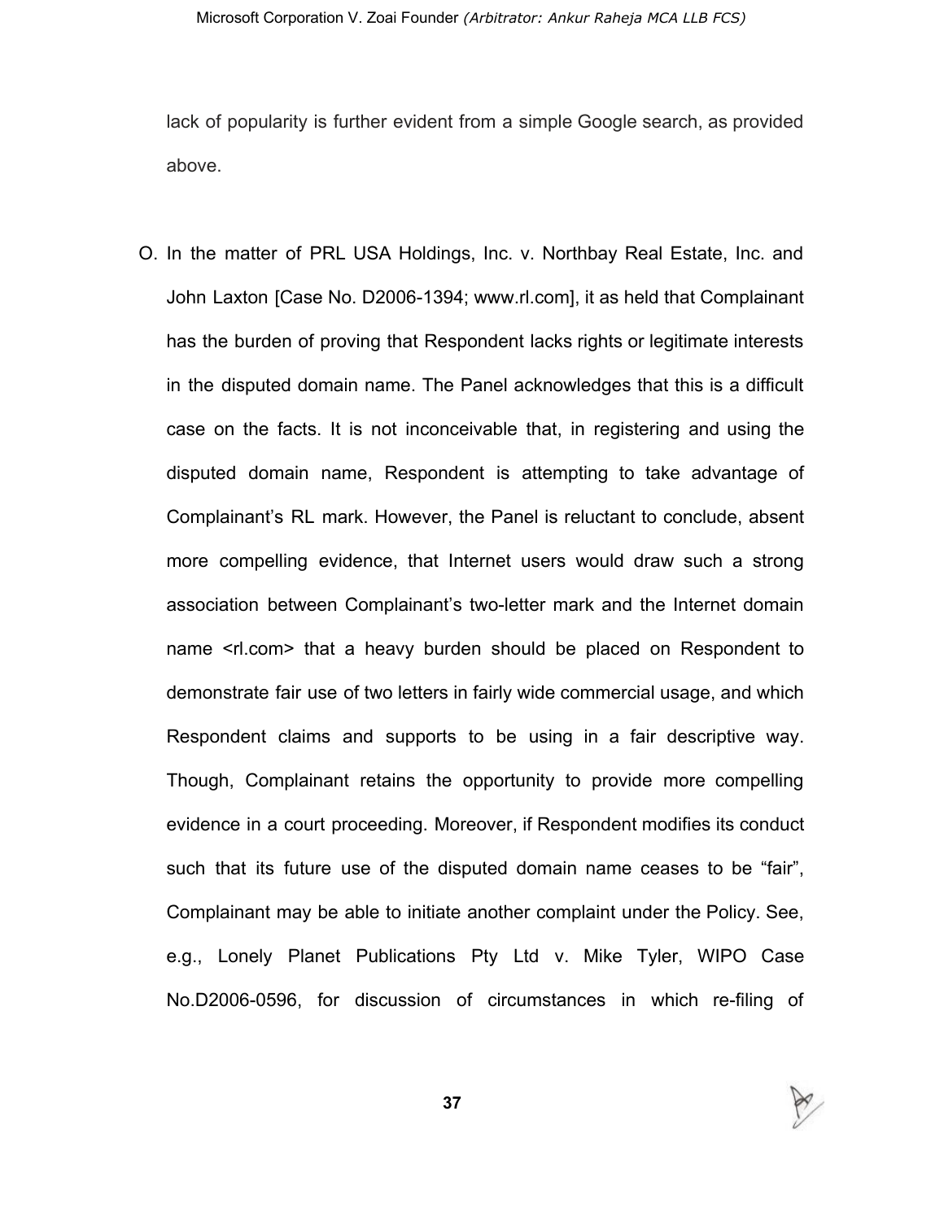lack of popularity is further evident from a simple Google search, as provided above.

O. In the matter of PRL USA Holdings, Inc. v. Northbay Real Estate, Inc. and John Laxton [Case No. D2006-1394; www.rl.com], it as held that Complainant has the burden of proving that Respondent lacks rights or legitimate interests in the disputed domain name. The Panel acknowledges that this is a difficult case on the facts. It is not inconceivable that, in registering and using the disputed domain name, Respondent is attempting to take advantage of Complainant's RL mark. However, the Panel is reluctant to conclude, absent more compelling evidence, that Internet users would draw such a strong association between Complainant's two-letter mark and the Internet domain name <rl.com> that a heavy burden should be placed on Respondent to demonstrate fair use of two letters in fairly wide commercial usage, and which Respondent claims and supports to be using in a fair descriptive way. Though, Complainant retains the opportunity to provide more compelling evidence in a court proceeding. Moreover, if Respondent modifies its conduct such that its future use of the disputed domain name ceases to be "fair", Complainant may be able to initiate another complaint under the Policy. See, e.g., Lonely Planet Publications Pty Ltd v. Mike Tyler, WIPO Case No.D2006-0596, for discussion of circumstances in which re-filing of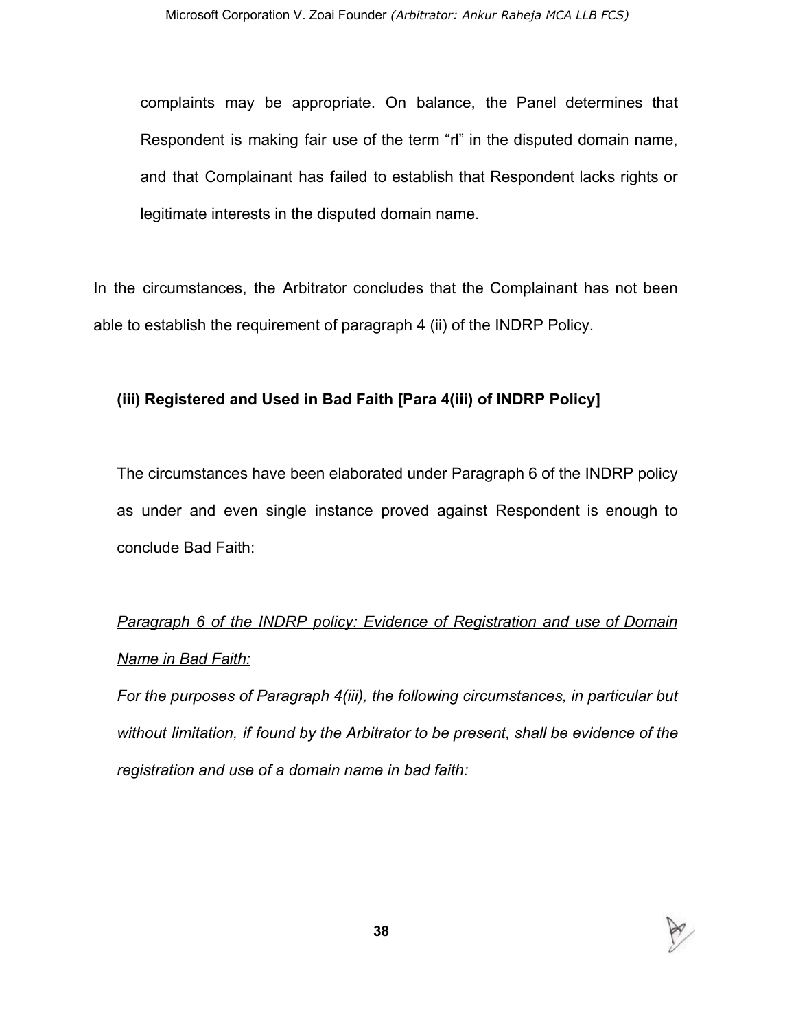complaints may be appropriate. On balance, the Panel determines that Respondent is making fair use of the term “rl” in the disputed domain name, and that Complainant has failed to establish that Respondent lacks rights or legitimate interests in the disputed domain name.

In the circumstances, the Arbitrator concludes that the Complainant has not been able to establish the requirement of paragraph 4 (ii) of the INDRP Policy.

**(iii) Registered and Used in Bad Faith [Para 4(iii) of INDRP Policy]**

The circumstances have been elaborated under Paragraph 6 of the INDRP policy as under and even single instance proved against Respondent is enough to conclude Bad Faith:

*Paragraph 6 of the INDRP policy: Evidence of Registration and use of Domain Name in Bad Faith:*

*For the purposes of Paragraph 4(iii), the following circumstances, in particular but without limitation, if found by the Arbitrator to be present, shall be evidence of the registration and use of a domain name in bad faith:*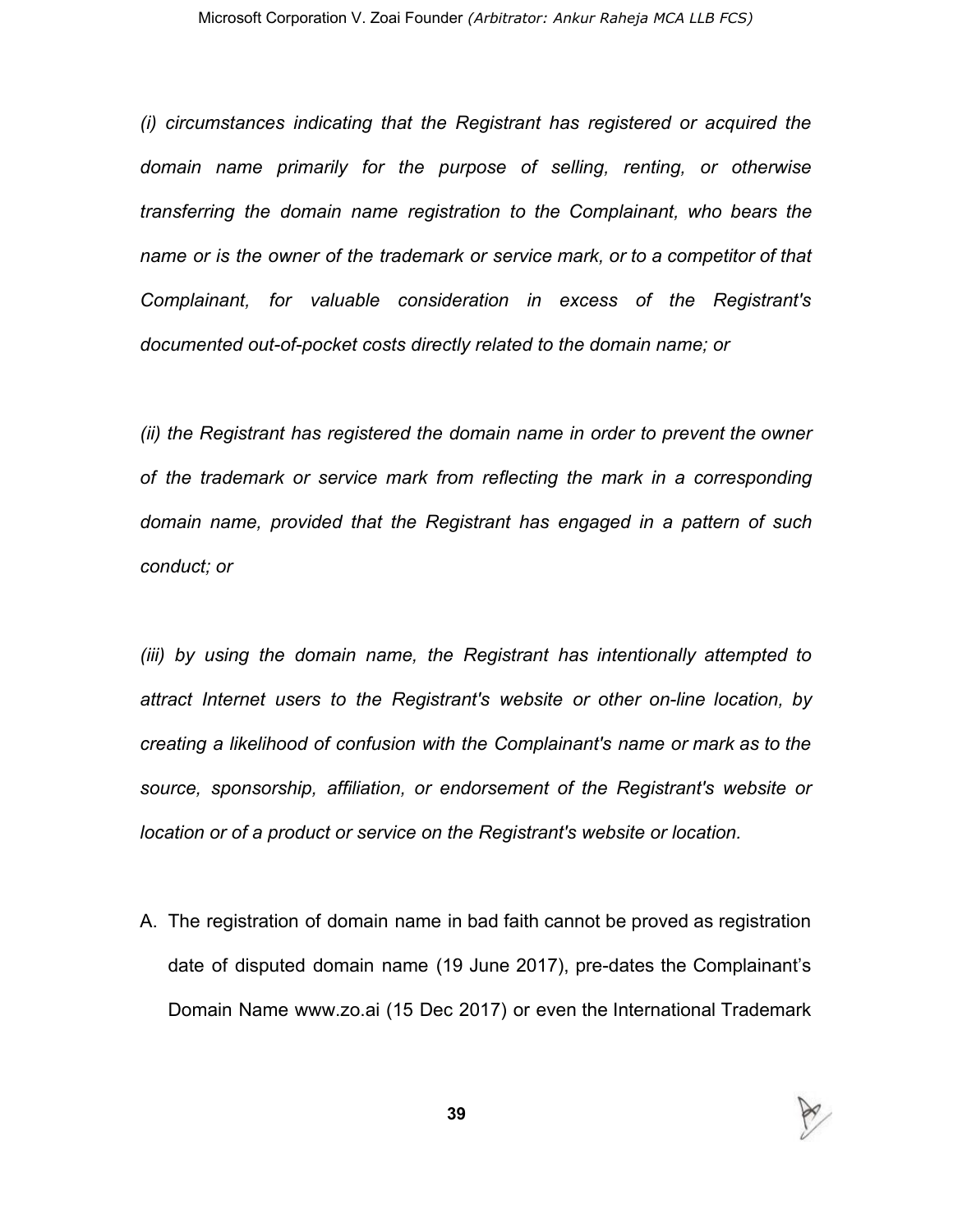*(i) circumstances indicating that the Registrant has registered or acquired the domain name primarily for the purpose of selling, renting, or otherwise transferring the domain name registration to the Complainant, who bears the name or is the owner of the trademark or service mark, or to a competitor of that Complainant, for valuable consideration in excess of the Registrant's documented out-of-pocket costs directly related to the domain name; or*

*(ii) the Registrant has registered the domain name in order to prevent the owner of the trademark or service mark from reflecting the mark in a corresponding domain name, provided that the Registrant has engaged in a pattern of such conduct; or*

*(iii) by using the domain name, the Registrant has intentionally attempted to attract Internet users to the Registrant's website or other on-line location, by creating a likelihood of confusion with the Complainant's name or mark as to the source, sponsorship, affiliation, or endorsement of the Registrant's website or location or of a product or service on the Registrant's website or location.*

A. The registration of domain name in bad faith cannot be proved as registration date of disputed domain name (19 June 2017), pre-dates the Complainant's Domain Name www.zo.ai (15 Dec 2017) or even the International Trademark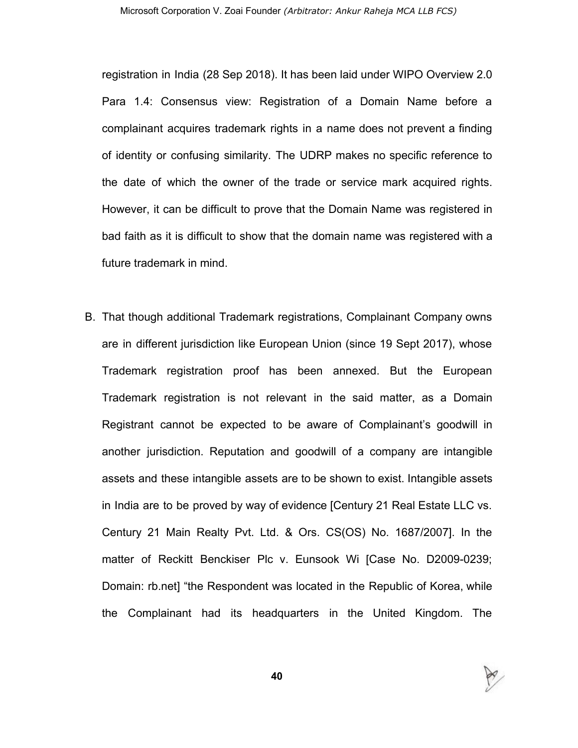registration in India (28 Sep 2018). It has been laid under WIPO Overview 2.0 Para 1.4: Consensus view: Registration of a Domain Name before a complainant acquires trademark rights in a name does not prevent a finding of identity or confusing similarity. The UDRP makes no specific reference to the date of which the owner of the trade or service mark acquired rights. However, it can be difficult to prove that the Domain Name was registered in bad faith as it is difficult to show that the domain name was registered with a future trademark in mind.

B. That though additional Trademark registrations, Complainant Company owns are in different jurisdiction like European Union (since 19 Sept 2017), whose Trademark registration proof has been annexed. But the European Trademark registration is not relevant in the said matter, as a Domain Registrant cannot be expected to be aware of Complainant's goodwill in another jurisdiction. Reputation and goodwill of a company are intangible assets and these intangible assets are to be shown to exist. Intangible assets in India are to be proved by way of evidence [Century 21 Real Estate LLC vs. Century 21 Main Realty Pvt. Ltd. & Ors. CS(OS) No. 1687/2007]. In the matter of Reckitt Benckiser Plc v. Eunsook Wi [Case No. D2009-0239; Domain: rb.net] "the Respondent was located in the Republic of Korea, while the Complainant had its headquarters in the United Kingdom. The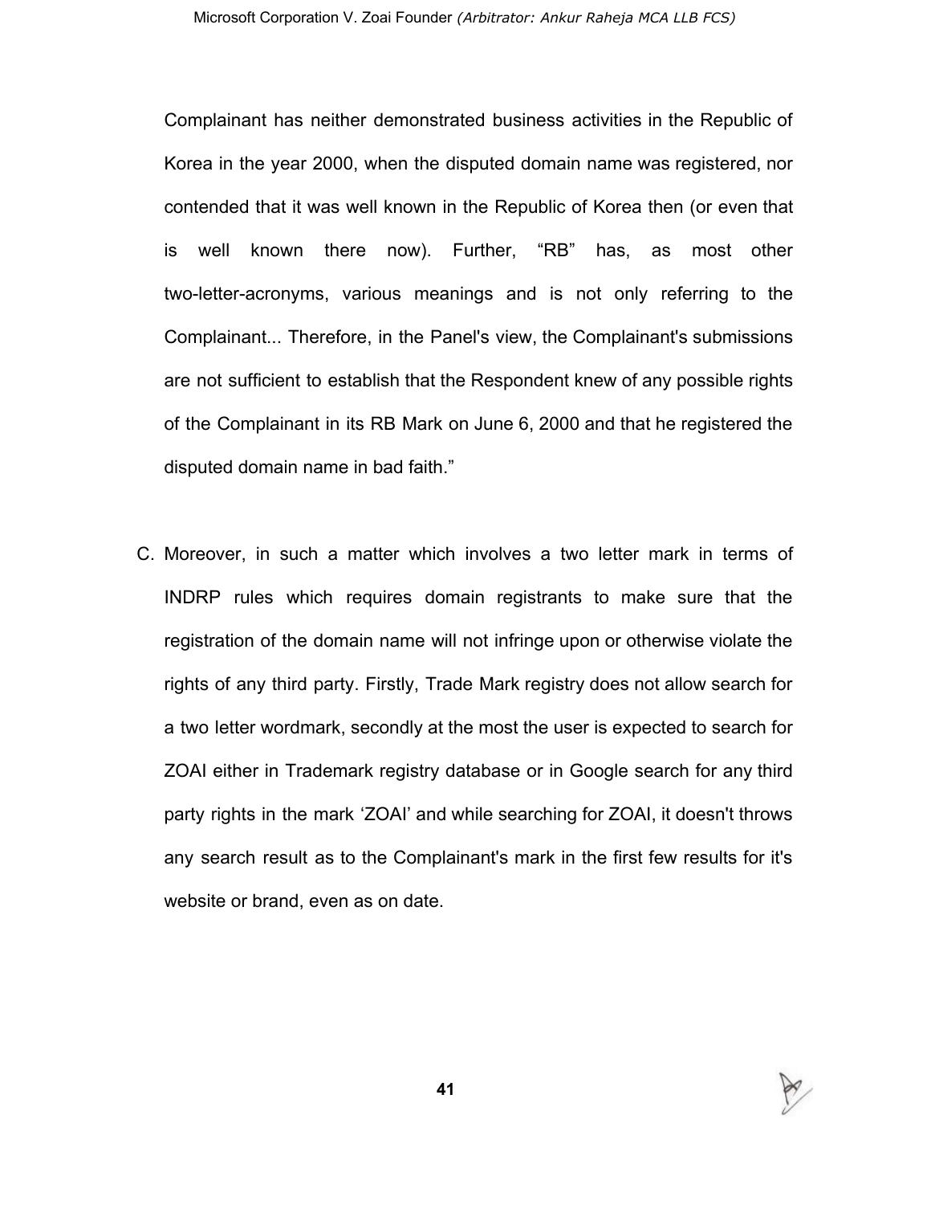Complainant has neither demonstrated business activities in the Republic of Korea in the year 2000, when the disputed domain name was registered, nor contended that it was well known in the Republic of Korea then (or even that is well known there now). Further, "RB" has, as most other two-letter-acronyms, various meanings and is not only referring to the Complainant... Therefore, in the Panel's view, the Complainant's submissions are not sufficient to establish that the Respondent knew of any possible rights of the Complainant in its RB Mark on June 6, 2000 and that he registered the disputed domain name in bad faith."

C. Moreover, in such a matter which involves a two letter mark in terms of INDRP rules which requires domain registrants to make sure that the registration of the domain name will not infringe upon or otherwise violate the rights of any third party. Firstly, Trade Mark registry does not allow search for a two letter wordmark, secondly at the most the user is expected to search for ZOAI either in Trademark registry database or in Google search for any third party rights in the mark 'ZOAI' and while searching for ZOAI, it doesn't throws any search result as to the Complainant's mark in the first few results for it's website or brand, even as on date.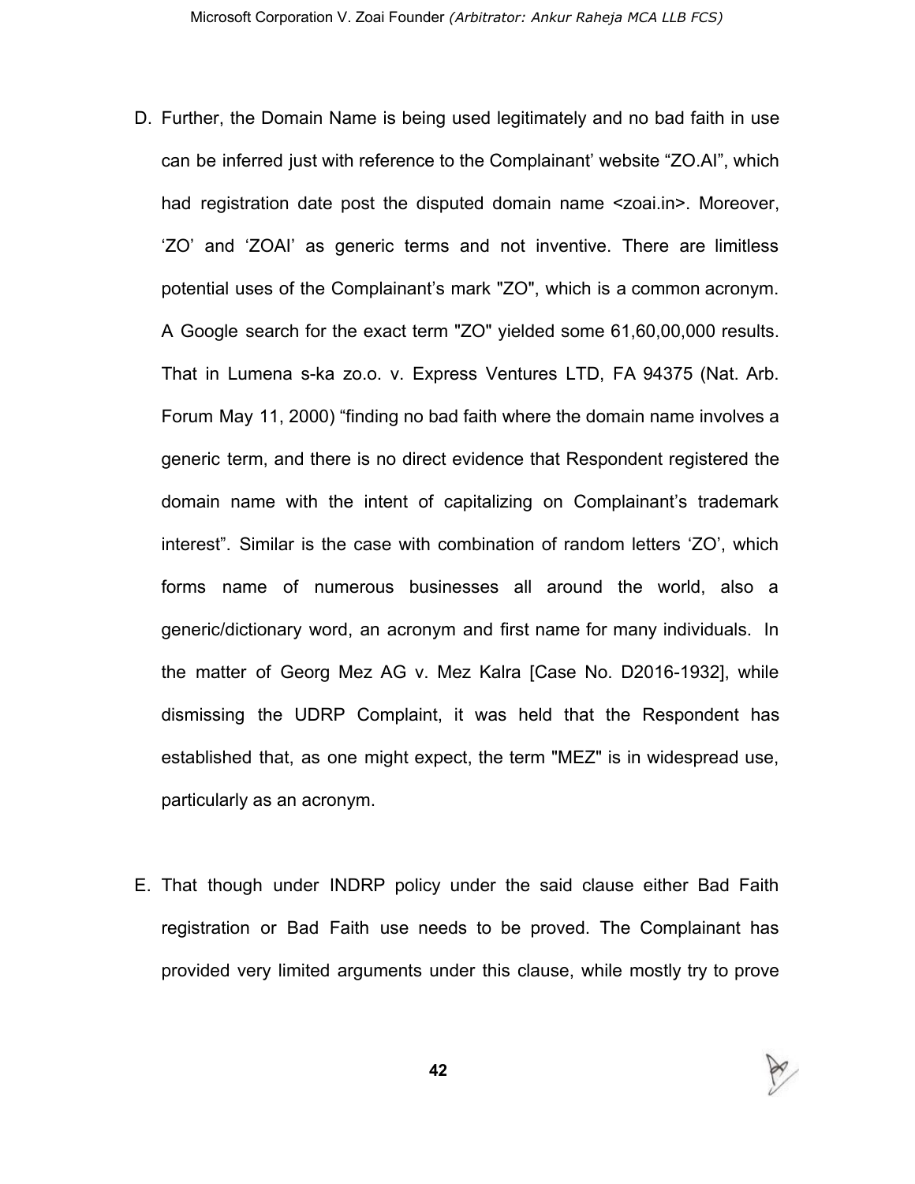D. Further, the Domain Name is being used legitimately and no bad faith in use can be inferred just with reference to the Complainant' website "ZO.AI", which had registration date post the disputed domain name <zoai.in>. Moreover, 'ZO' and 'ZOAI' as generic terms and not inventive. There are limitless potential uses of the Complainant's mark "ZO", which is a common acronym. A Google search for the exact term "ZO" yielded some 61,60,00,000 results. That in Lumena s-ka zo.o. v. Express Ventures LTD, FA 94375 (Nat. Arb. Forum May 11, 2000) "finding no bad faith where the domain name involves a generic term, and there is no direct evidence that Respondent registered the domain name with the intent of capitalizing on Complainant's trademark interest". Similar is the case with combination of random letters 'ZO', which forms name of numerous businesses all around the world, also a generic/dictionary word, an acronym and first name for many individuals. In the matter of Georg Mez AG v. Mez Kalra [Case No. D2016-1932], while dismissing the UDRP Complaint, it was held that the Respondent has established that, as one might expect, the term "MEZ" is in widespread use, particularly as an acronym.

E. That though under INDRP policy under the said clause either Bad Faith registration or Bad Faith use needs to be proved. The Complainant has provided very limited arguments under this clause, while mostly try to prove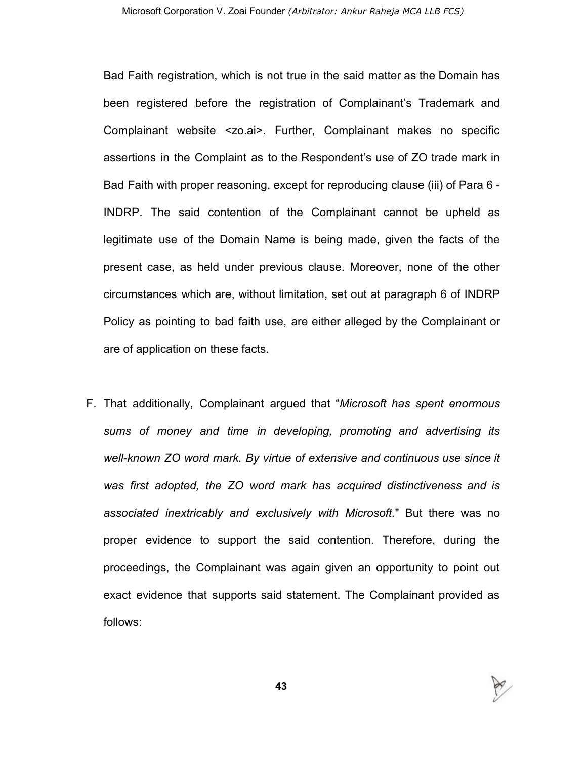Bad Faith registration, which is not true in the said matter as the Domain has been registered before the registration of Complainant's Trademark and Complainant website <zo.ai>. Further, Complainant makes no specific assertions in the Complaint as to the Respondent's use of ZO trade mark in Bad Faith with proper reasoning, except for reproducing clause (iii) of Para 6 - INDRP. The said contention of the Complainant cannot be upheld as legitimate use of the Domain Name is being made, given the facts of the present case, as held under previous clause. Moreover, none of the other circumstances which are, without limitation, set out at paragraph 6 of INDRP Policy as pointing to bad faith use, are either alleged by the Complainant or are of application on these facts.

F. That additionally, Complainant argued that "*Microsoft has spent enormous sums of money and time in developing, promoting and advertising its well-known ZO word mark. By virtue of extensive and continuous use since it was first adopted, the ZO word mark has acquired distinctiveness and is associated inextricably and exclusively with Microsoft.*" But there was no proper evidence to support the said contention. Therefore, during the proceedings, the Complainant was again given an opportunity to point out exact evidence that supports said statement. The Complainant provided as follows: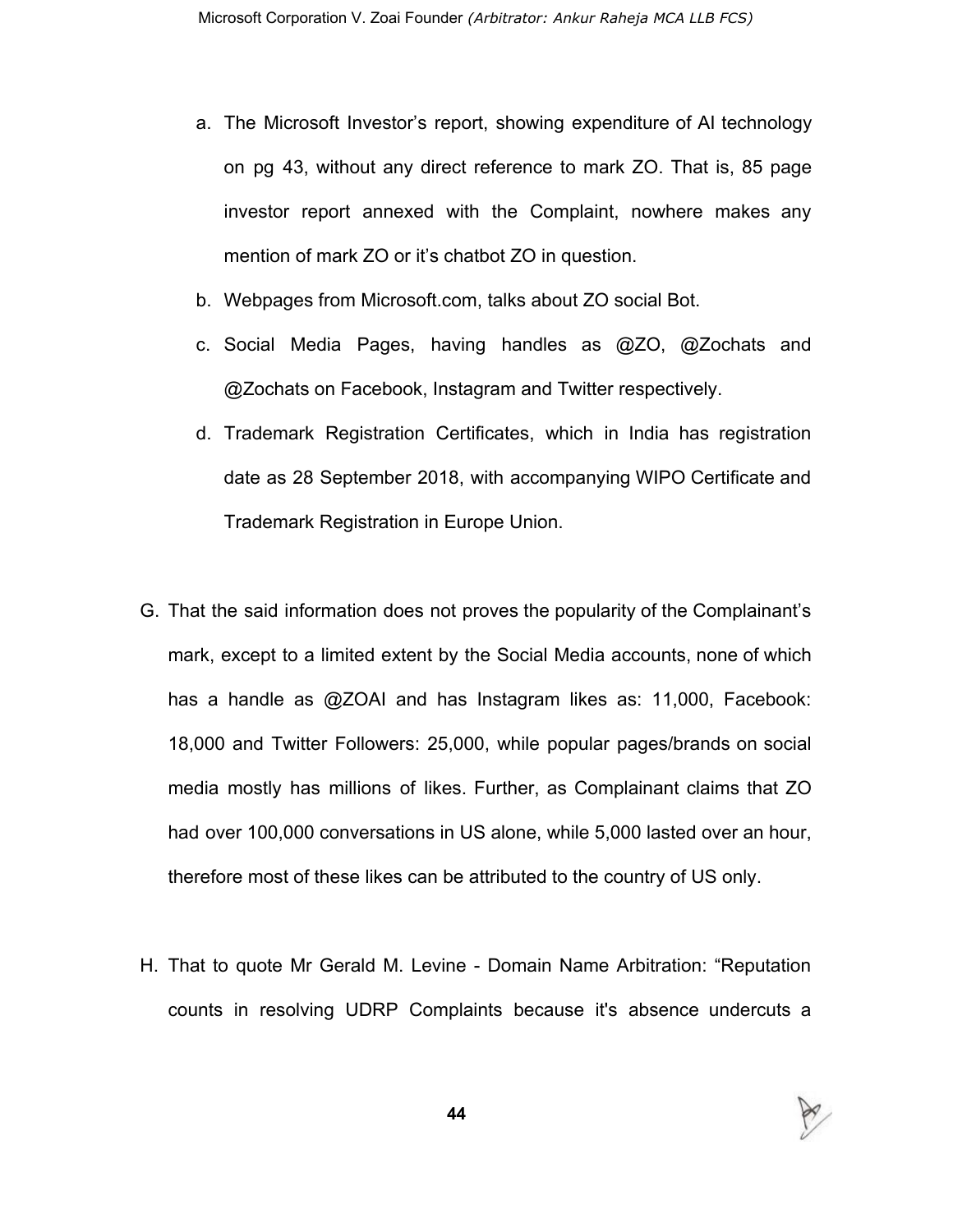a. The Microsoft Investor's report, showing expenditure of AI technology on pg 43, without any direct reference to mark ZO. That is, 85 page investor report annexed with the Complaint, nowhere makes any mention of mark ZO or it's chatbot ZO in question.

b. Webpages from Microsoft.com, talks about ZO social Bot.

c. Social Media Pages, having handles as @ZO, @Zochats and @Zochats on Facebook, Instagram and Twitter respectively.

d. Trademark Registration Certificates, which in India has registration date as 28 September 2018, with accompanying WIPO Certificate and Trademark Registration in Europe Union.

G. That the said information does not proves the popularity of the Complainant's mark, except to a limited extent by the Social Media accounts, none of which has a handle as @ZOAI and has Instagram likes as: 11,000, Facebook: 18,000 and Twitter Followers: 25,000, while popular pages/brands on social media mostly has millions of likes. Further, as Complainant claims that ZO had over 100,000 conversations in US alone, while 5,000 lasted over an hour, therefore most of these likes can be attributed to the country of US only.

H. That to quote Mr Gerald M. Levine - Domain Name Arbitration: "Reputation counts in resolving UDRP Complaints because it's absence undercuts a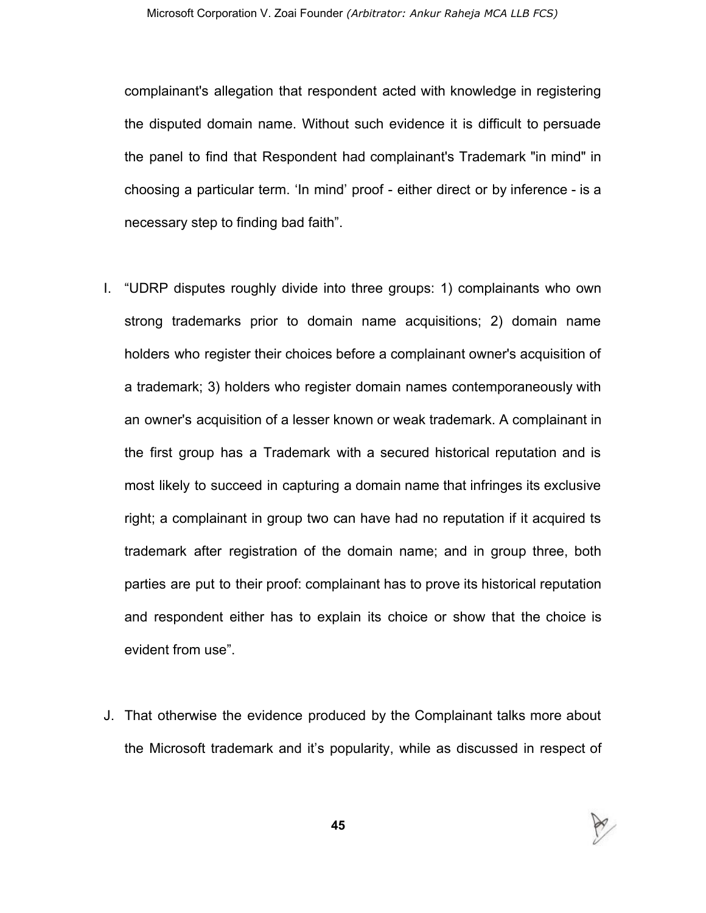complainant's allegation that respondent acted with knowledge in registering the disputed domain name. Without such evidence it is difficult to persuade the panel to find that Respondent had complainant's Trademark "in mind" in choosing a particular term. 'In mind' proof - either direct or by inference - is a necessary step to finding bad faith".

I. "UDRP disputes roughly divide into three groups: 1) complainants who own strong trademarks prior to domain name acquisitions; 2) domain name holders who register their choices before a complainant owner's acquisition of a trademark; 3) holders who register domain names contemporaneously with an owner's acquisition of a lesser known or weak trademark. A complainant in the first group has a Trademark with a secured historical reputation and is most likely to succeed in capturing a domain name that infringes its exclusive right; a complainant in group two can have had no reputation if it acquired ts trademark after registration of the domain name; and in group three, both parties are put to their proof: complainant has to prove its historical reputation and respondent either has to explain its choice or show that the choice is evident from use".

J. That otherwise the evidence produced by the Complainant talks more about the Microsoft trademark and it's popularity, while as discussed in respect of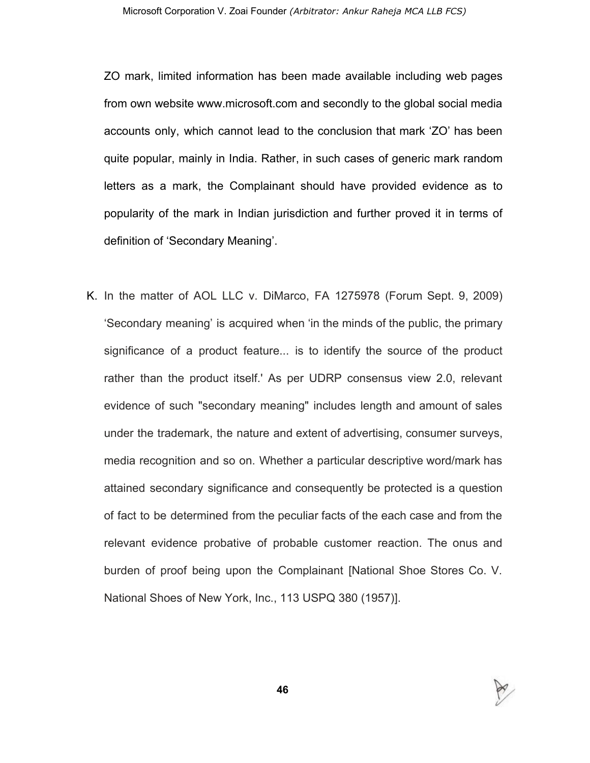ZO mark, limited information has been made available including web pages from own website www.microsoft.com and secondly to the global social media accounts only, which cannot lead to the conclusion that mark 'ZO' has been quite popular, mainly in India. Rather, in such cases of generic mark random letters as a mark, the Complainant should have provided evidence as to popularity of the mark in Indian jurisdiction and further proved it in terms of definition of 'Secondary Meaning'.

K. In the matter of AOL LLC v. DiMarco, FA 1275978 (Forum Sept. 9, 2009) 'Secondary meaning' is acquired when 'in the minds of the public, the primary significance of a product feature... is to identify the source of the product rather than the product itself.' As per UDRP consensus view 2.0, relevant evidence of such "secondary meaning" includes length and amount of sales under the trademark, the nature and extent of advertising, consumer surveys, media recognition and so on. Whether a particular descriptive word/mark has attained secondary significance and consequently be protected is a question of fact to be determined from the peculiar facts of the each case and from the relevant evidence probative of probable customer reaction. The onus and burden of proof being upon the Complainant [National Shoe Stores Co. V. National Shoes of New York, Inc., 113 USPQ 380 (1957)].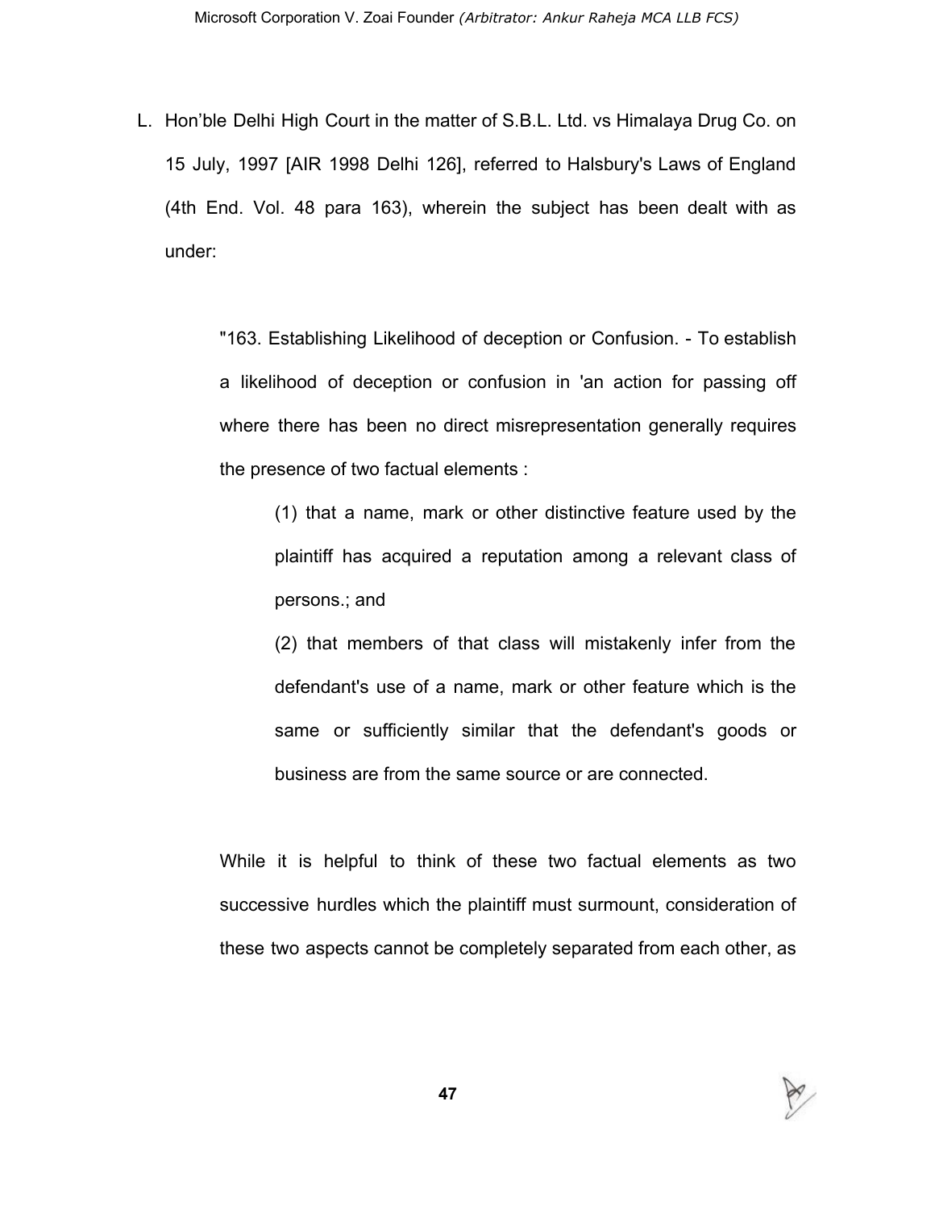L. Hon'ble Delhi High Court in the matter of S.B.L. Ltd. vs Himalaya Drug Co. on 15 July, 1997 [AIR 1998 Delhi 126], referred to Halsbury's Laws of England (4th End. Vol. 48 para 163), wherein the subject has been dealt with as under:

> "163. Establishing Likelihood of deception or Confusion. - To establish a likelihood of deception or confusion in 'an action for passing off where there has been no direct misrepresentation generally requires the presence of two factual elements :
>
> (1) that a name, mark or other distinctive feature used by the plaintiff has acquired a reputation among a relevant class of persons.; and
>
> (2) that members of that class will mistakenly infer from the defendant's use of a name, mark or other feature which is the same or sufficiently similar that the defendant's goods or business are from the same source or are connected.
>
> While it is helpful to think of these two factual elements as two successive hurdles which the plaintiff must surmount, consideration of these two aspects cannot be completely separated from each other, as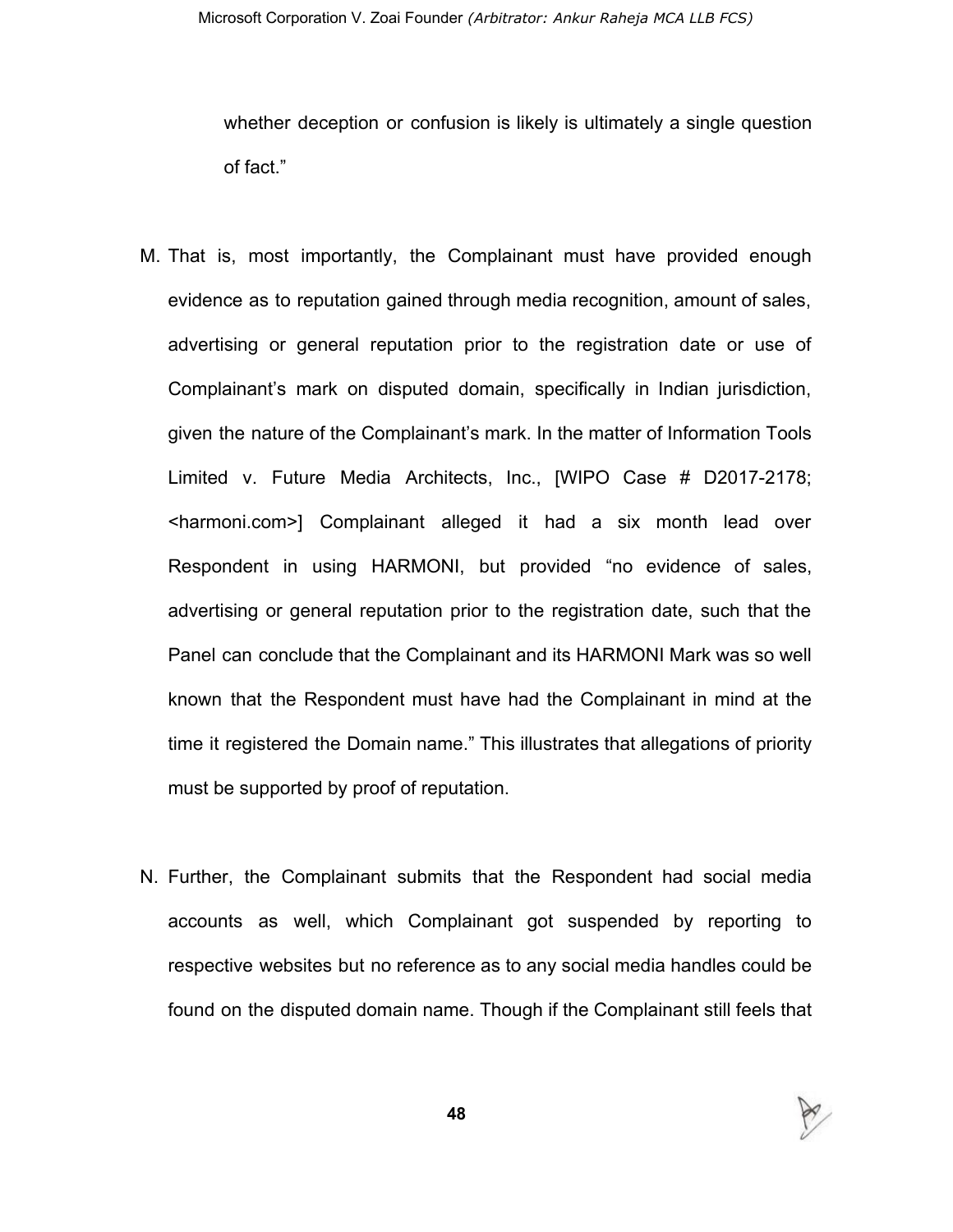whether deception or confusion is likely is ultimately a single question of fact."

M. That is, most importantly, the Complainant must have provided enough evidence as to reputation gained through media recognition, amount of sales, advertising or general reputation prior to the registration date or use of Complainant's mark on disputed domain, specifically in Indian jurisdiction, given the nature of the Complainant's mark. In the matter of Information Tools Limited v. Future Media Architects, Inc., [WIPO Case # D2017-2178; <harmoni.com>] Complainant alleged it had a six month lead over Respondent in using HARMONI, but provided "no evidence of sales, advertising or general reputation prior to the registration date, such that the Panel can conclude that the Complainant and its HARMONI Mark was so well known that the Respondent must have had the Complainant in mind at the time it registered the Domain name." This illustrates that allegations of priority must be supported by proof of reputation.

N. Further, the Complainant submits that the Respondent had social media accounts as well, which Complainant got suspended by reporting to respective websites but no reference as to any social media handles could be found on the disputed domain name. Though if the Complainant still feels that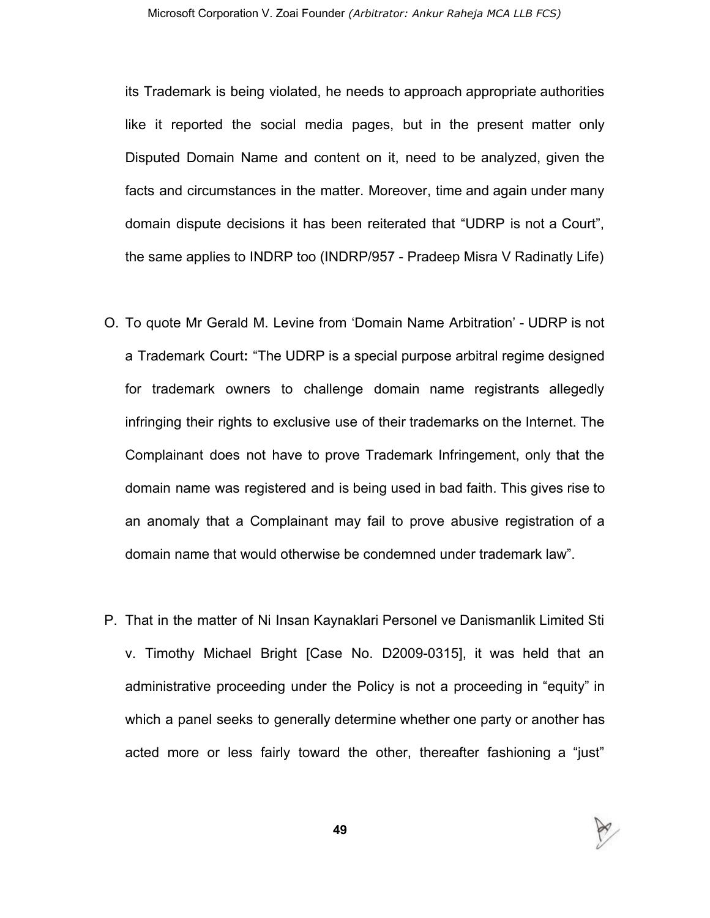its Trademark is being violated, he needs to approach appropriate authorities like it reported the social media pages, but in the present matter only Disputed Domain Name and content on it, need to be analyzed, given the facts and circumstances in the matter. Moreover, time and again under many domain dispute decisions it has been reiterated that "UDRP is not a Court", the same applies to INDRP too (INDRP/957 - Pradeep Misra V Radinatly Life)

O. To quote Mr Gerald M. Levine from 'Domain Name Arbitration' - UDRP is not a Trademark Court**:** "The UDRP is a special purpose arbitral regime designed for trademark owners to challenge domain name registrants allegedly infringing their rights to exclusive use of their trademarks on the Internet. The Complainant does not have to prove Trademark Infringement, only that the domain name was registered and is being used in bad faith. This gives rise to an anomaly that a Complainant may fail to prove abusive registration of a domain name that would otherwise be condemned under trademark law".

P. That in the matter of Ni Insan Kaynaklari Personel ve Danismanlik Limited Sti v. Timothy Michael Bright [Case No. D2009-0315], it was held that an administrative proceeding under the Policy is not a proceeding in "equity" in which a panel seeks to generally determine whether one party or another has acted more or less fairly toward the other, thereafter fashioning a "just"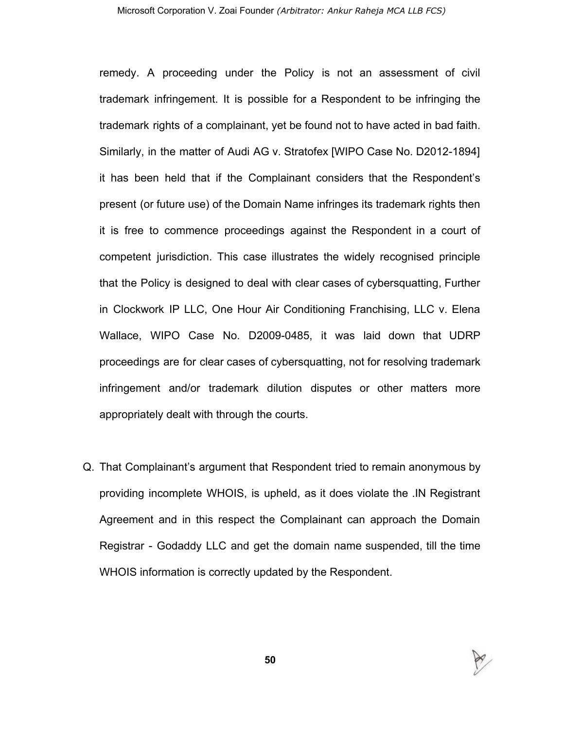remedy. A proceeding under the Policy is not an assessment of civil trademark infringement. It is possible for a Respondent to be infringing the trademark rights of a complainant, yet be found not to have acted in bad faith. Similarly, in the matter of Audi AG v. Stratofex [WIPO Case No. D2012-1894] it has been held that if the Complainant considers that the Respondent's present (or future use) of the Domain Name infringes its trademark rights then it is free to commence proceedings against the Respondent in a court of competent jurisdiction. This case illustrates the widely recognised principle that the Policy is designed to deal with clear cases of cybersquatting, Further in Clockwork IP LLC, One Hour Air Conditioning Franchising, LLC v. Elena Wallace, WIPO Case No. D2009-0485, it was laid down that UDRP proceedings are for clear cases of cybersquatting, not for resolving trademark infringement and/or trademark dilution disputes or other matters more appropriately dealt with through the courts.

Q. That Complainant's argument that Respondent tried to remain anonymous by providing incomplete WHOIS, is upheld, as it does violate the .IN Registrant Agreement and in this respect the Complainant can approach the Domain Registrar - Godaddy LLC and get the domain name suspended, till the time WHOIS information is correctly updated by the Respondent.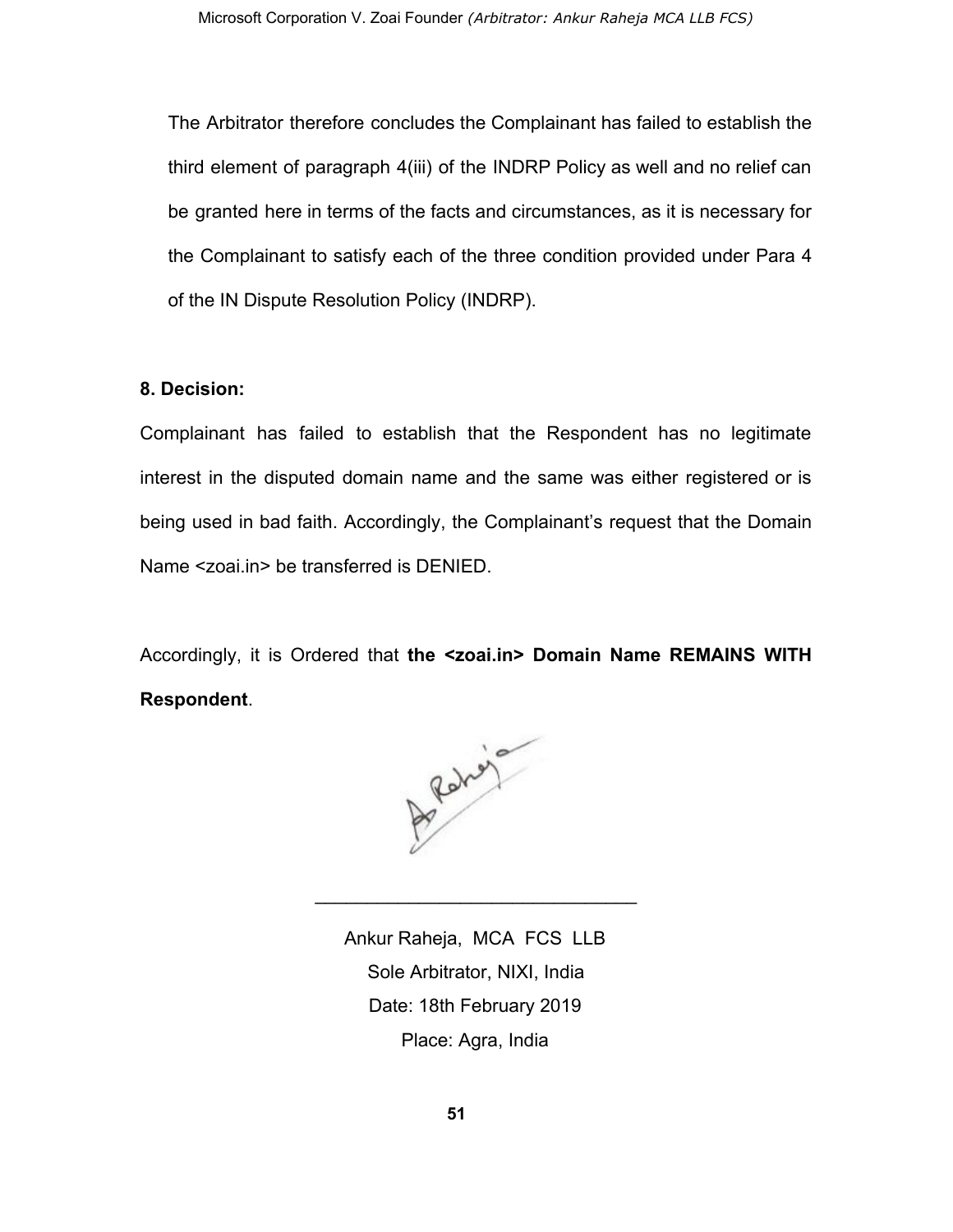The Arbitrator therefore concludes the Complainant has failed to establish the third element of paragraph 4(iii) of the INDRP Policy as well and no relief can be granted here in terms of the facts and circumstances, as it is necessary for the Complainant to satisfy each of the three condition provided under Para 4 of the IN Dispute Resolution Policy (INDRP).

**8. Decision:**

Complainant has failed to establish that the Respondent has no legitimate interest in the disputed domain name and the same was either registered or is being used in bad faith. Accordingly, the Complainant's request that the Domain Name <zoai.in> be transferred is DENIED.

Accordingly, it is Ordered that **the <zoai.in> Domain Name REMAINS WITH Respondent**.

Ankur Raheja, MCA FCS LLB
Sole Arbitrator, NIXI, India
Date: 18th February 2019
Place: Agra, India